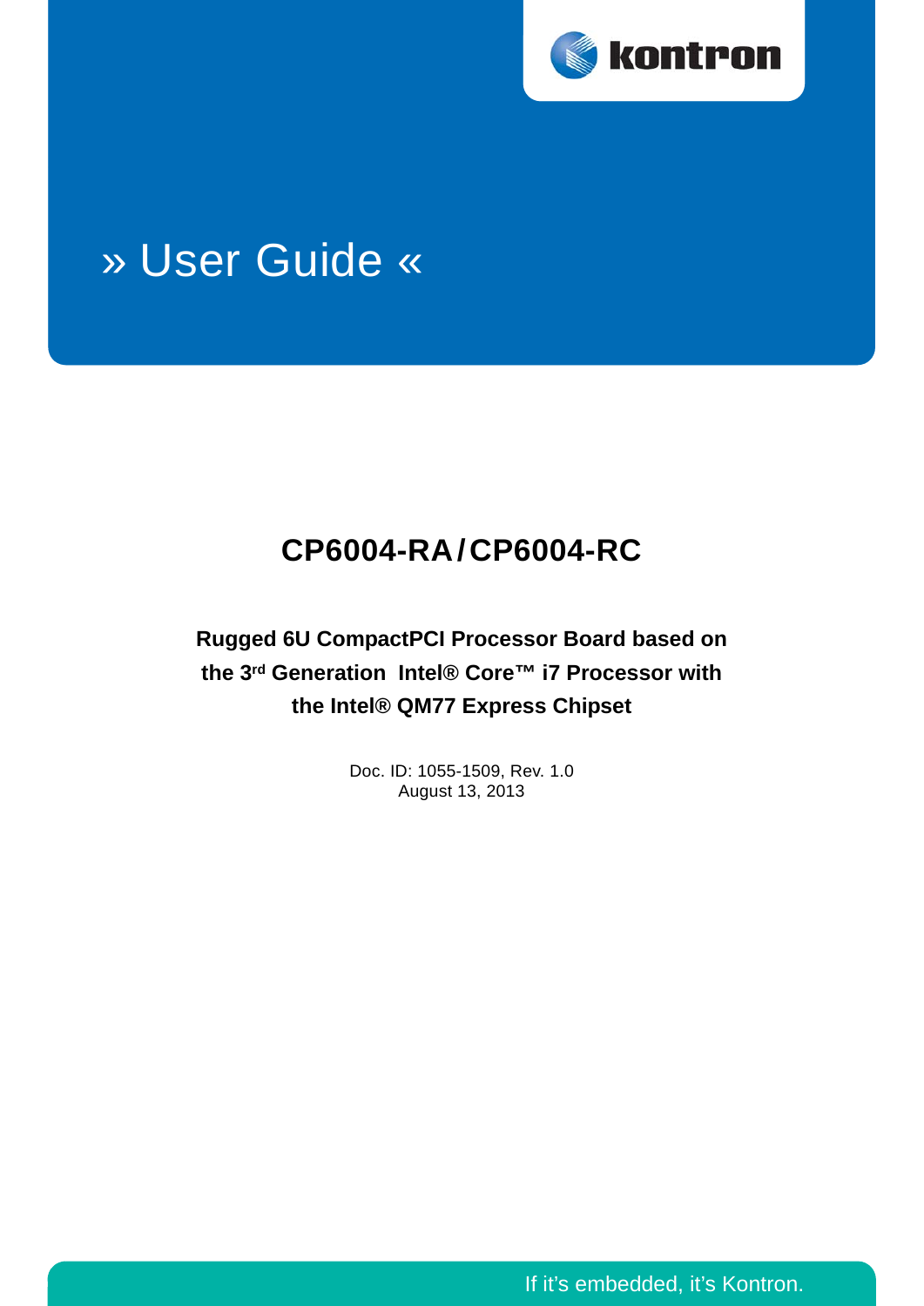kontron

# » User Guide «

## CP6004-RA / CP6004-RC

**Rugged 6U CompactPCI Processor Board based on the 3rd Generation Intel® Core™ i7 Processor with the Intel® QM77 Express Chipset**

Doc. ID: 1055-1509, Rev. 1.0
August 13, 2013

If it's embedded, it's Kontron.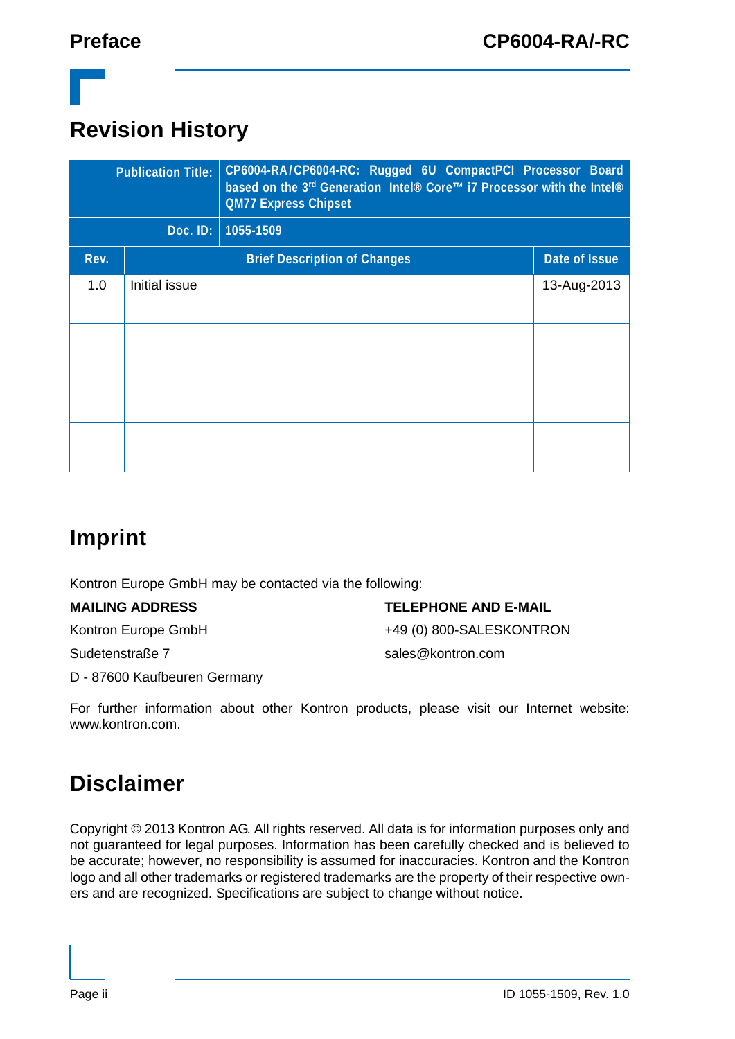# Revision History

| Publication Title: | CP6004-RA/CP6004-RC: Rugged 6U CompactPCI Processor Board based on the 3rd Generation Intel® Core™ i7 Processor with the Intel® QM77 Express Chipset | |
|---|---|---|
| Doc. ID: | 1055-1509 | |
| **Rev.** | **Brief Description of Changes** | **Date of Issue** |
| 1.0 | Initial issue | 13-Aug-2013 |
| | | |
| | | |
| | | |
| | | |
| | | |
| | | |
| | | |

# Imprint

Kontron Europe GmbH may be contacted via the following:

**MAILING ADDRESS**

Kontron Europe GmbH

Sudetenstraße 7

D - 87600 Kaufbeuren Germany

**TELEPHONE AND E-MAIL**

+49 (0) 800-SALESKONTRON

sales@kontron.com

For further information about other Kontron products, please visit our Internet website: www.kontron.com.

# Disclaimer

Copyright © 2013 Kontron AG. All rights reserved. All data is for information purposes only and not guaranteed for legal purposes. Information has been carefully checked and is believed to be accurate; however, no responsibility is assumed for inaccuracies. Kontron and the Kontron logo and all other trademarks or registered trademarks are the property of their respective owners and are recognized. Specifications are subject to change without notice.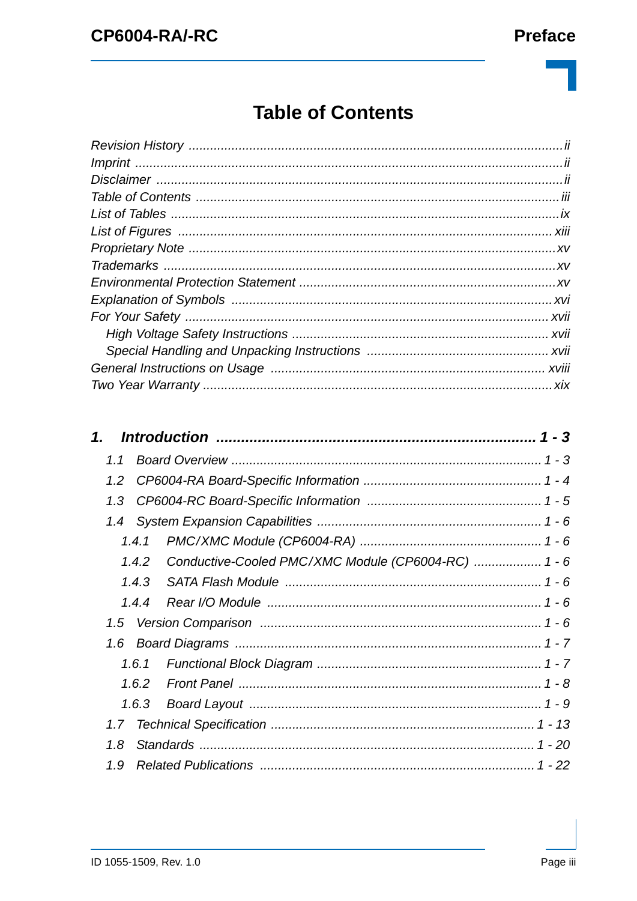# Table of Contents

*Revision History* ........ *ii*
*Imprint* ........ *ii*
*Disclaimer* ........ *ii*
*Table of Contents* ........ *iii*
*List of Tables* ........ *ix*
*List of Figures* ........ *xiii*
*Proprietary Note* ........ *xv*
*Trademarks* ........ *xv*
*Environmental Protection Statement* ........ *xv*
*Explanation of Symbols* ........ *xvi*
*For Your Safety* ........ *xvii*
- *High Voltage Safety Instructions* ........ *xvii*
- *Special Handling and Unpacking Instructions* ........ *xvii*

*General Instructions on Usage* ........ *xviii*
*Two Year Warranty* ........ *xix*

***1. Introduction ........ 1 - 3***

- *1.1 Board Overview* ........ *1 - 3*
- *1.2 CP6004-RA Board-Specific Information* ........ *1 - 4*
- *1.3 CP6004-RC Board-Specific Information* ........ *1 - 5*
- *1.4 System Expansion Capabilities* ........ *1 - 6*
  - *1.4.1 PMC/XMC Module (CP6004-RA)* ........ *1 - 6*
  - *1.4.2 Conductive-Cooled PMC/XMC Module (CP6004-RC)* ........ *1 - 6*
  - *1.4.3 SATA Flash Module* ........ *1 - 6*
  - *1.4.4 Rear I/O Module* ........ *1 - 6*
- *1.5 Version Comparison* ........ *1 - 6*
- *1.6 Board Diagrams* ........ *1 - 7*
  - *1.6.1 Functional Block Diagram* ........ *1 - 7*
  - *1.6.2 Front Panel* ........ *1 - 8*
  - *1.6.3 Board Layout* ........ *1 - 9*
- *1.7 Technical Specification* ........ *1 - 13*
- *1.8 Standards* ........ *1 - 20*
- *1.9 Related Publications* ........ *1 - 22*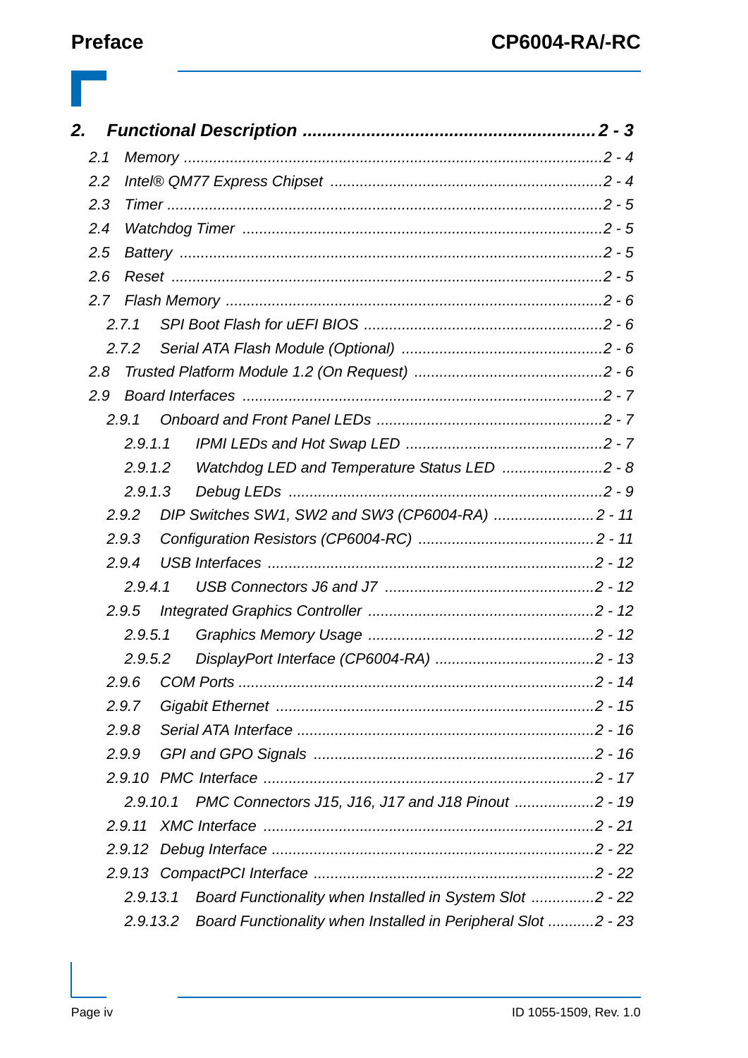**2. Functional Description ........................................................ 2 - 3**

- 2.1 Memory ........................................................ 2 - 4
- 2.2 Intel® QM77 Express Chipset ........................................................ 2 - 4
- 2.3 Timer ........................................................ 2 - 5
- 2.4 Watchdog Timer ........................................................ 2 - 5
- 2.5 Battery ........................................................ 2 - 5
- 2.6 Reset ........................................................ 2 - 5
- 2.7 Flash Memory ........................................................ 2 - 6
  - 2.7.1 SPI Boot Flash for uEFI BIOS ........................................................ 2 - 6
  - 2.7.2 Serial ATA Flash Module (Optional) ........................................................ 2 - 6
- 2.8 Trusted Platform Module 1.2 (On Request) ........................................................ 2 - 6
- 2.9 Board Interfaces ........................................................ 2 - 7
  - 2.9.1 Onboard and Front Panel LEDs ........................................................ 2 - 7
    - 2.9.1.1 IPMI LEDs and Hot Swap LED ........................................................ 2 - 7
    - 2.9.1.2 Watchdog LED and Temperature Status LED ........................................................ 2 - 8
    - 2.9.1.3 Debug LEDs ........................................................ 2 - 9
  - 2.9.2 DIP Switches SW1, SW2 and SW3 (CP6004-RA) ........................................................ 2 - 11
  - 2.9.3 Configuration Resistors (CP6004-RC) ........................................................ 2 - 11
  - 2.9.4 USB Interfaces ........................................................ 2 - 12
    - 2.9.4.1 USB Connectors J6 and J7 ........................................................ 2 - 12
  - 2.9.5 Integrated Graphics Controller ........................................................ 2 - 12
    - 2.9.5.1 Graphics Memory Usage ........................................................ 2 - 12
    - 2.9.5.2 DisplayPort Interface (CP6004-RA) ........................................................ 2 - 13
  - 2.9.6 COM Ports ........................................................ 2 - 14
  - 2.9.7 Gigabit Ethernet ........................................................ 2 - 15
  - 2.9.8 Serial ATA Interface ........................................................ 2 - 16
  - 2.9.9 GPI and GPO Signals ........................................................ 2 - 16
  - 2.9.10 PMC Interface ........................................................ 2 - 17
    - 2.9.10.1 PMC Connectors J15, J16, J17 and J18 Pinout ........................................................ 2 - 19
  - 2.9.11 XMC Interface ........................................................ 2 - 21
  - 2.9.12 Debug Interface ........................................................ 2 - 22
  - 2.9.13 CompactPCI Interface ........................................................ 2 - 22
    - 2.9.13.1 Board Functionality when Installed in System Slot ........................................................ 2 - 22
    - 2.9.13.2 Board Functionality when Installed in Peripheral Slot ........................................................ 2 - 23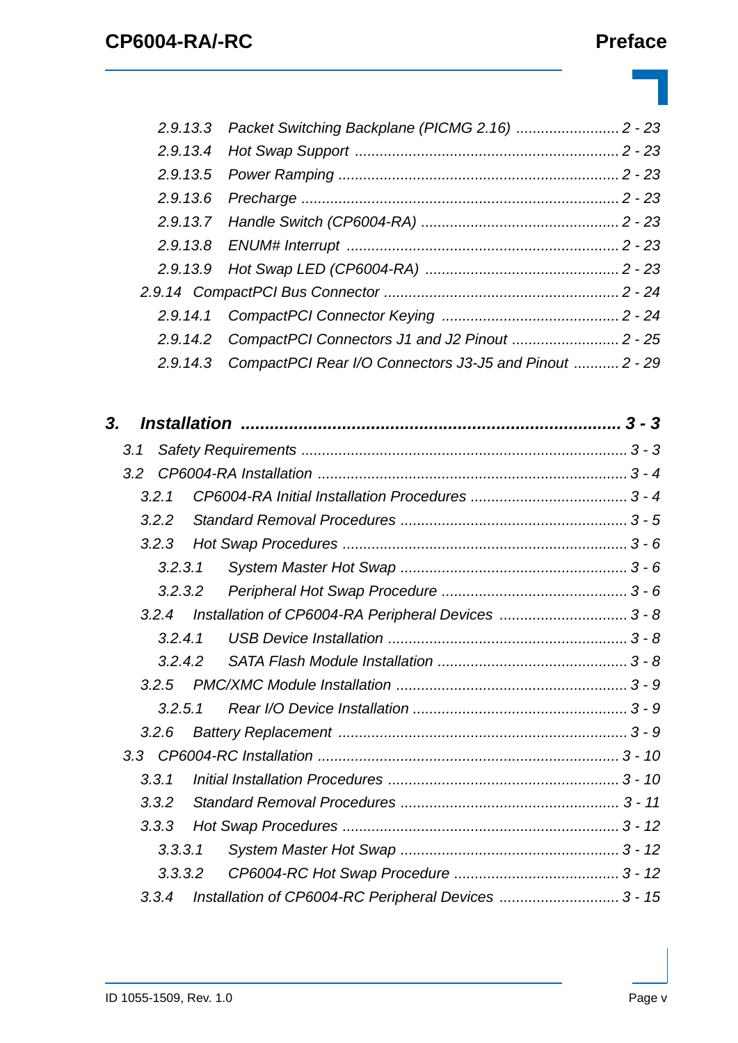2.9.13.3 Packet Switching Backplane (PICMG 2.16) ......................... 2 - 23
2.9.13.4 Hot Swap Support ................................................................ 2 - 23
2.9.13.5 Power Ramping .................................................................... 2 - 23
2.9.13.6 Precharge ............................................................................. 2 - 23
2.9.13.7 Handle Switch (CP6004-RA) ................................................ 2 - 23
2.9.13.8 ENUM# Interrupt .................................................................. 2 - 23
2.9.13.9 Hot Swap LED (CP6004-RA) ............................................... 2 - 23
2.9.14 CompactPCI Bus Connector ......................................................... 2 - 24
2.9.14.1 CompactPCI Connector Keying ........................................... 2 - 24
2.9.14.2 CompactPCI Connectors J1 and J2 Pinout .......................... 2 - 25
2.9.14.3 CompactPCI Rear I/O Connectors J3-J5 and Pinout ........... 2 - 29

**3. Installation ............................................................................. 3 - 3**

3.1 Safety Requirements ............................................................................... 3 - 3
3.2 CP6004-RA Installation ........................................................................... 3 - 4
3.2.1 CP6004-RA Initial Installation Procedures ...................................... 3 - 4
3.2.2 Standard Removal Procedures ....................................................... 3 - 5
3.2.3 Hot Swap Procedures ..................................................................... 3 - 6
3.2.3.1 System Master Hot Swap ....................................................... 3 - 6
3.2.3.2 Peripheral Hot Swap Procedure ............................................. 3 - 6
3.2.4 Installation of CP6004-RA Peripheral Devices ............................... 3 - 8
3.2.4.1 USB Device Installation .......................................................... 3 - 8
3.2.4.2 SATA Flash Module Installation .............................................. 3 - 8
3.2.5 PMC/XMC Module Installation ........................................................ 3 - 9
3.2.5.1 Rear I/O Device Installation .................................................... 3 - 9
3.2.6 Battery Replacement ...................................................................... 3 - 9
3.3 CP6004-RC Installation ......................................................................... 3 - 10
3.3.1 Initial Installation Procedures ........................................................ 3 - 10
3.3.2 Standard Removal Procedures ..................................................... 3 - 11
3.3.3 Hot Swap Procedures ................................................................... 3 - 12
3.3.3.1 System Master Hot Swap ..................................................... 3 - 12
3.3.3.2 CP6004-RC Hot Swap Procedure ........................................ 3 - 12
3.3.4 Installation of CP6004-RC Peripheral Devices ............................. 3 - 15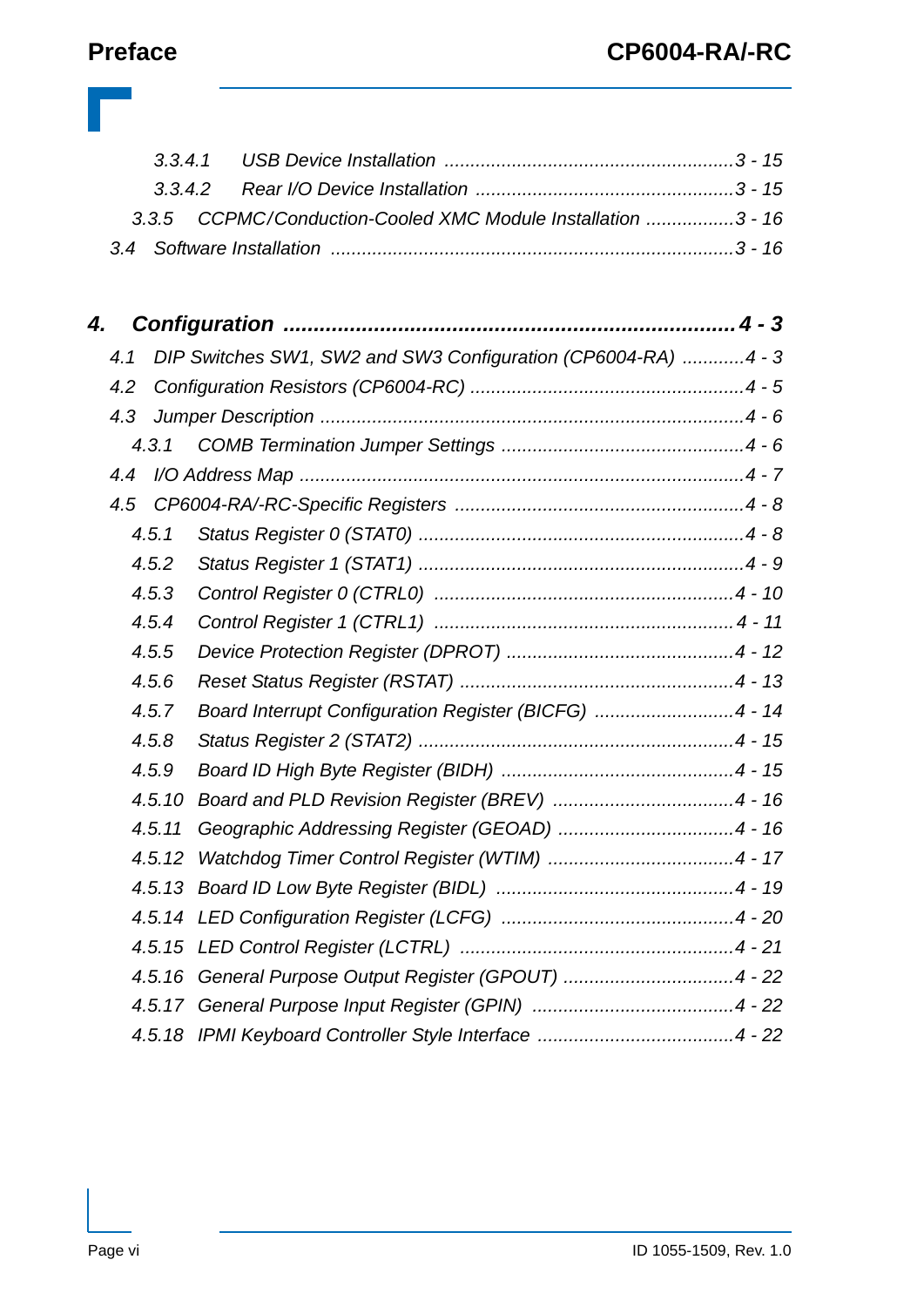3.3.4.1 USB Device Installation ....................................................... 3 - 15
3.3.4.2 Rear I/O Device Installation ................................................. 3 - 15
3.3.5 CCPMC/Conduction-Cooled XMC Module Installation ................. 3 - 16
3.4 Software Installation ............................................................................ 3 - 16

**4. Configuration ........................................................................ 4 - 3**

4.1 DIP Switches SW1, SW2 and SW3 Configuration (CP6004-RA) ............ 4 - 3
4.2 Configuration Resistors (CP6004-RC) .................................................... 4 - 5
4.3 Jumper Description ................................................................................. 4 - 6
4.3.1 COMB Termination Jumper Settings ............................................... 4 - 6
4.4 I/O Address Map ..................................................................................... 4 - 7
4.5 CP6004-RA/-RC-Specific Registers ....................................................... 4 - 8
4.5.1 Status Register 0 (STAT0) .............................................................. 4 - 8
4.5.2 Status Register 1 (STAT1) .............................................................. 4 - 9
4.5.3 Control Register 0 (CTRL0) ......................................................... 4 - 10
4.5.4 Control Register 1 (CTRL1) ......................................................... 4 - 11
4.5.5 Device Protection Register (DPROT) ............................................ 4 - 12
4.5.6 Reset Status Register (RSTAT) .................................................... 4 - 13
4.5.7 Board Interrupt Configuration Register (BICFG) ........................... 4 - 14
4.5.8 Status Register 2 (STAT2) ............................................................ 4 - 15
4.5.9 Board ID High Byte Register (BIDH) ............................................ 4 - 15
4.5.10 Board and PLD Revision Register (BREV) ................................... 4 - 16
4.5.11 Geographic Addressing Register (GEOAD) ................................. 4 - 16
4.5.12 Watchdog Timer Control Register (WTIM) ................................... 4 - 17
4.5.13 Board ID Low Byte Register (BIDL) ............................................. 4 - 19
4.5.14 LED Configuration Register (LCFG) ............................................ 4 - 20
4.5.15 LED Control Register (LCTRL) .................................................... 4 - 21
4.5.16 General Purpose Output Register (GPOUT) ................................. 4 - 22
4.5.17 General Purpose Input Register (GPIN) ....................................... 4 - 22
4.5.18 IPMI Keyboard Controller Style Interface ..................................... 4 - 22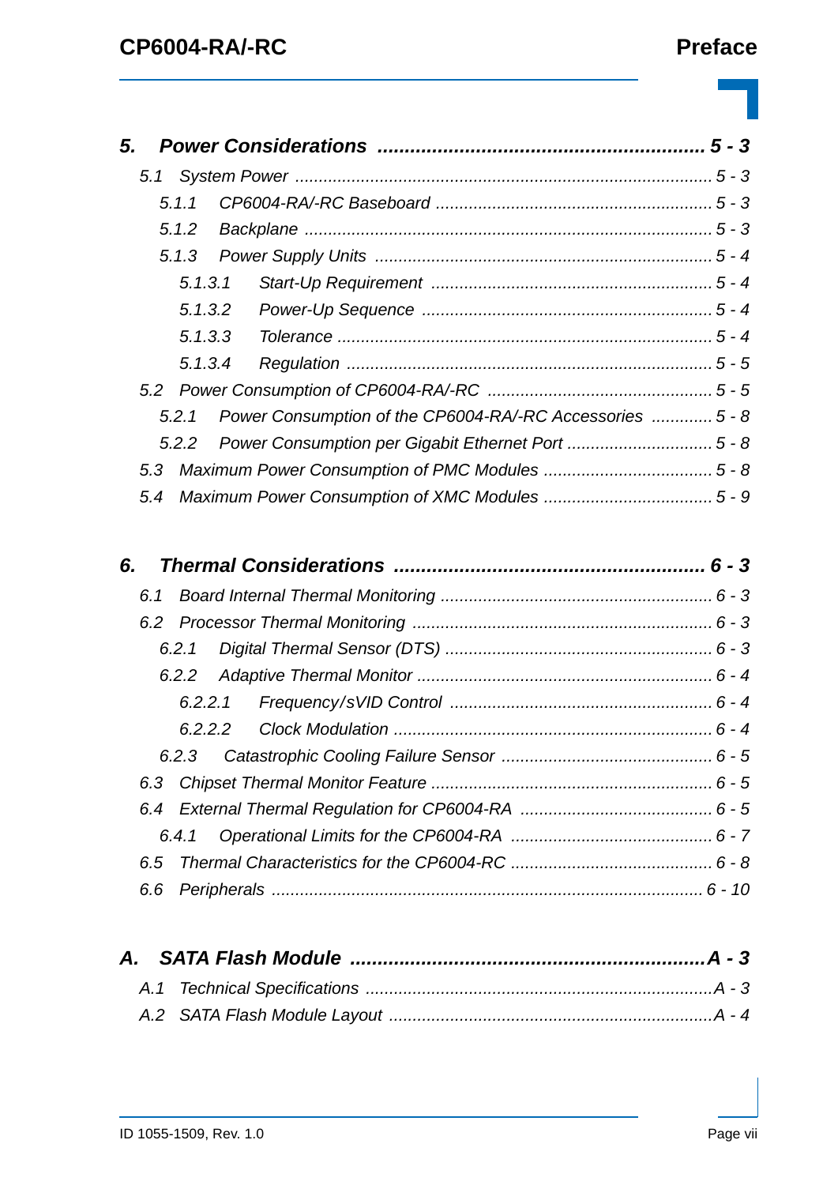*5. Power Considerations ........................................................ 5 - 3*

*5.1 System Power ........................................................................ 5 - 3*

*5.1.1 CP6004-RA/-RC Baseboard .......................................................... 5 - 3*

*5.1.2 Backplane ...................................................................... 5 - 3*

*5.1.3 Power Supply Units ....................................................... 5 - 4*

*5.1.3.1 Start-Up Requirement ........................................................... 5 - 4*

*5.1.3.2 Power-Up Sequence ............................................................. 5 - 4*

*5.1.3.3 Tolerance ............................................................................... 5 - 4*

*5.1.3.4 Regulation ............................................................................. 5 - 5*

*5.2 Power Consumption of CP6004-RA/-RC ............................................... 5 - 5*

*5.2.1 Power Consumption of the CP6004-RA/-RC Accessories ............ 5 - 8*

*5.2.2 Power Consumption per Gigabit Ethernet Port .............................. 5 - 8*

*5.3 Maximum Power Consumption of PMC Modules .................................... 5 - 8*

*5.4 Maximum Power Consumption of XMC Modules .................................... 5 - 9*

*6. Thermal Considerations ........................................................ 6 - 3*

*6.1 Board Internal Thermal Monitoring .......................................................... 6 - 3*

*6.2 Processor Thermal Monitoring ................................................................ 6 - 3*

*6.2.1 Digital Thermal Sensor (DTS) ......................................................... 6 - 3*

*6.2.2 Adaptive Thermal Monitor .............................................................. 6 - 4*

*6.2.2.1 Frequency/sVID Control ....................................................... 6 - 4*

*6.2.2.2 Clock Modulation ................................................................... 6 - 4*

*6.2.3 Catastrophic Cooling Failure Sensor ............................................ 6 - 5*

*6.3 Chipset Thermal Monitor Feature ........................................................... 6 - 5*

*6.4 External Thermal Regulation for CP6004-RA ......................................... 6 - 5*

*6.4.1 Operational Limits for the CP6004-RA ........................................... 6 - 7*

*6.5 Thermal Characteristics for the CP6004-RC ........................................... 6 - 8*

*6.6 Peripherals ........................................................................................... 6 - 10*

*A. SATA Flash Module ................................................................A - 3*

*A.1 Technical Specifications .........................................................................A - 3*

*A.2 SATA Flash Module Layout ....................................................................A - 4*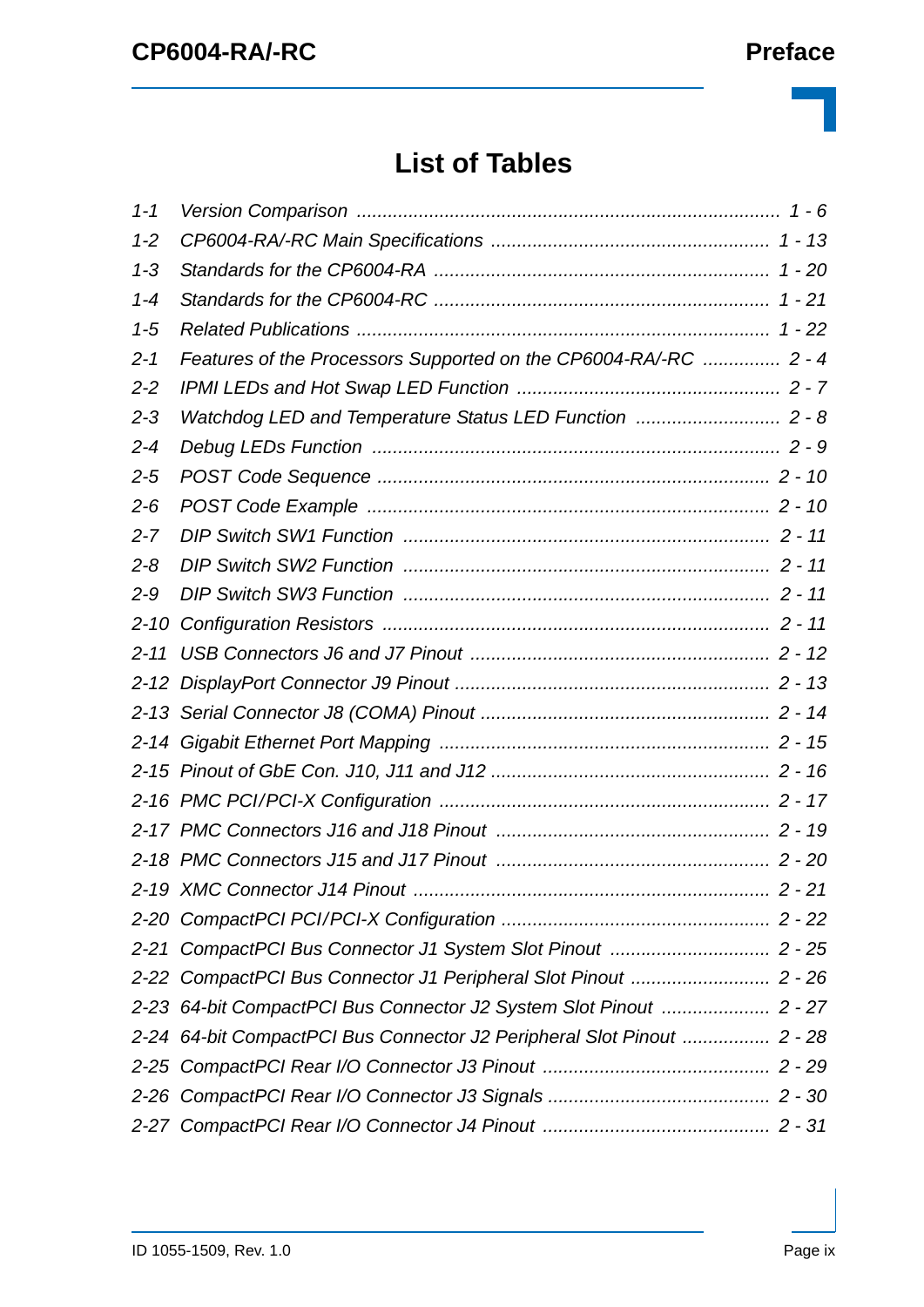# List of Tables

| | | |
|---|---|---|
| *1-1* | *Version Comparison* | *1 - 6* |
| *1-2* | *CP6004-RA/-RC Main Specifications* | *1 - 13* |
| *1-3* | *Standards for the CP6004-RA* | *1 - 20* |
| *1-4* | *Standards for the CP6004-RC* | *1 - 21* |
| *1-5* | *Related Publications* | *1 - 22* |
| *2-1* | *Features of the Processors Supported on the CP6004-RA/-RC* | *2 - 4* |
| *2-2* | *IPMI LEDs and Hot Swap LED Function* | *2 - 7* |
| *2-3* | *Watchdog LED and Temperature Status LED Function* | *2 - 8* |
| *2-4* | *Debug LEDs Function* | *2 - 9* |
| *2-5* | *POST Code Sequence* | *2 - 10* |
| *2-6* | *POST Code Example* | *2 - 10* |
| *2-7* | *DIP Switch SW1 Function* | *2 - 11* |
| *2-8* | *DIP Switch SW2 Function* | *2 - 11* |
| *2-9* | *DIP Switch SW3 Function* | *2 - 11* |
| *2-10* | *Configuration Resistors* | *2 - 11* |
| *2-11* | *USB Connectors J6 and J7 Pinout* | *2 - 12* |
| *2-12* | *DisplayPort Connector J9 Pinout* | *2 - 13* |
| *2-13* | *Serial Connector J8 (COMA) Pinout* | *2 - 14* |
| *2-14* | *Gigabit Ethernet Port Mapping* | *2 - 15* |
| *2-15* | *Pinout of GbE Con. J10, J11 and J12* | *2 - 16* |
| *2-16* | *PMC PCI/PCI-X Configuration* | *2 - 17* |
| *2-17* | *PMC Connectors J16 and J18 Pinout* | *2 - 19* |
| *2-18* | *PMC Connectors J15 and J17 Pinout* | *2 - 20* |
| *2-19* | *XMC Connector J14 Pinout* | *2 - 21* |
| *2-20* | *CompactPCI PCI/PCI-X Configuration* | *2 - 22* |
| *2-21* | *CompactPCI Bus Connector J1 System Slot Pinout* | *2 - 25* |
| *2-22* | *CompactPCI Bus Connector J1 Peripheral Slot Pinout* | *2 - 26* |
| *2-23* | *64-bit CompactPCI Bus Connector J2 System Slot Pinout* | *2 - 27* |
| *2-24* | *64-bit CompactPCI Bus Connector J2 Peripheral Slot Pinout* | *2 - 28* |
| *2-25* | *CompactPCI Rear I/O Connector J3 Pinout* | *2 - 29* |
| *2-26* | *CompactPCI Rear I/O Connector J3 Signals* | *2 - 30* |
| *2-27* | *CompactPCI Rear I/O Connector J4 Pinout* | *2 - 31* |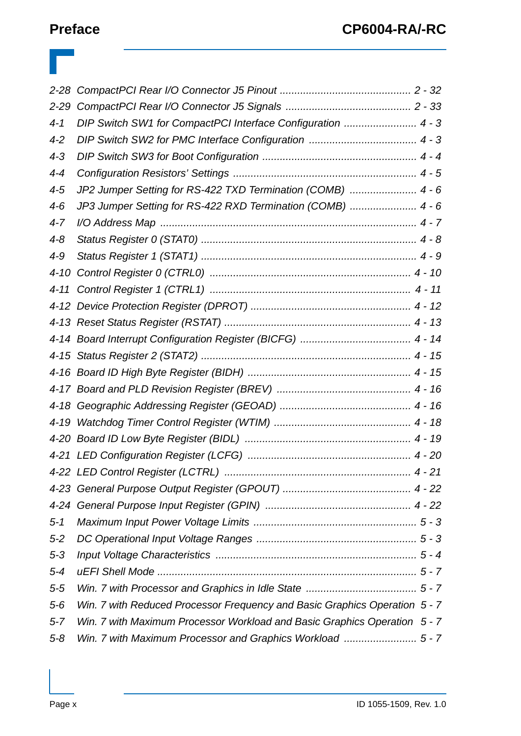*2-28 CompactPCI Rear I/O Connector J5 Pinout ............................................ 2 - 32*
*2-29 CompactPCI Rear I/O Connector J5 Signals .......................................... 2 - 33*
*4-1 DIP Switch SW1 for CompactPCI Interface Configuration ......................... 4 - 3*
*4-2 DIP Switch SW2 for PMC Interface Configuration .................................... 4 - 3*
*4-3 DIP Switch SW3 for Boot Configuration .................................................... 4 - 4*
*4-4 Configuration Resistors' Settings .............................................................. 4 - 5*
*4-5 JP2 Jumper Setting for RS-422 TXD Termination (COMB) ....................... 4 - 6*
*4-6 JP3 Jumper Setting for RS-422 RXD Termination (COMB) ....................... 4 - 6*
*4-7 I/O Address Map ....................................................................................... 4 - 7*
*4-8 Status Register 0 (STAT0) ........................................................................ 4 - 8*
*4-9 Status Register 1 (STAT1) ........................................................................ 4 - 9*
*4-10 Control Register 0 (CTRL0) .................................................................... 4 - 10*
*4-11 Control Register 1 (CTRL1) .................................................................... 4 - 11*
*4-12 Device Protection Register (DPROT) ...................................................... 4 - 12*
*4-13 Reset Status Register (RSTAT) ............................................................... 4 - 13*
*4-14 Board Interrupt Configuration Register (BICFG) ...................................... 4 - 14*
*4-15 Status Register 2 (STAT2) ...................................................................... 4 - 15*
*4-16 Board ID High Byte Register (BIDH) ....................................................... 4 - 15*
*4-17 Board and PLD Revision Register (BREV) ............................................. 4 - 16*
*4-18 Geographic Addressing Register (GEOAD) ............................................ 4 - 16*
*4-19 Watchdog Timer Control Register (WTIM) .............................................. 4 - 18*
*4-20 Board ID Low Byte Register (BIDL) ........................................................ 4 - 19*
*4-21 LED Configuration Register (LCFG) ....................................................... 4 - 20*
*4-22 LED Control Register (LCTRL) ............................................................... 4 - 21*
*4-23 General Purpose Output Register (GPOUT) ........................................... 4 - 22*
*4-24 General Purpose Input Register (GPIN) ................................................. 4 - 22*
*5-1 Maximum Input Power Voltage Limits ....................................................... 5 - 3*
*5-2 DC Operational Input Voltage Ranges ...................................................... 5 - 3*
*5-3 Input Voltage Characteristics .................................................................... 5 - 4*
*5-4 uEFI Shell Mode ........................................................................................ 5 - 7*
*5-5 Win. 7 with Processor and Graphics in Idle State ..................................... 5 - 7*
*5-6 Win. 7 with Reduced Processor Frequency and Basic Graphics Operation 5 - 7*
*5-7 Win. 7 with Maximum Processor Workload and Basic Graphics Operation 5 - 7*
*5-8 Win. 7 with Maximum Processor and Graphics Workload ......................... 5 - 7*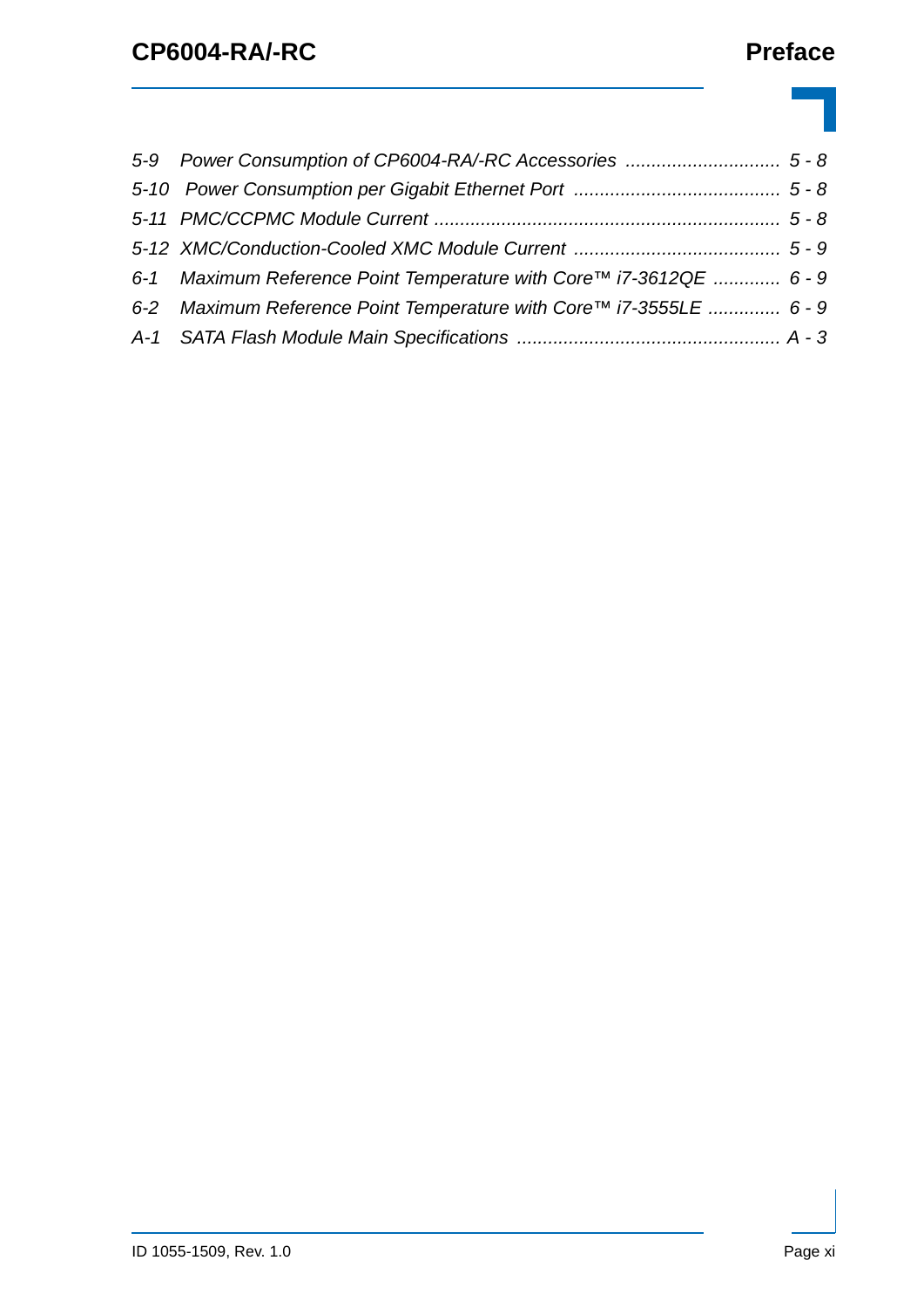*5-9 Power Consumption of CP6004-RA/-RC Accessories ............................. 5 - 8*

*5-10 Power Consumption per Gigabit Ethernet Port ....................................... 5 - 8*

*5-11 PMC/CCPMC Module Current .................................................................. 5 - 8*

*5-12 XMC/Conduction-Cooled XMC Module Current ....................................... 5 - 9*

*6-1 Maximum Reference Point Temperature with Core™ i7-3612QE ............ 6 - 9*

*6-2 Maximum Reference Point Temperature with Core™ i7-3555LE ............. 6 - 9*

*A-1 SATA Flash Module Main Specifications .................................................. A - 3*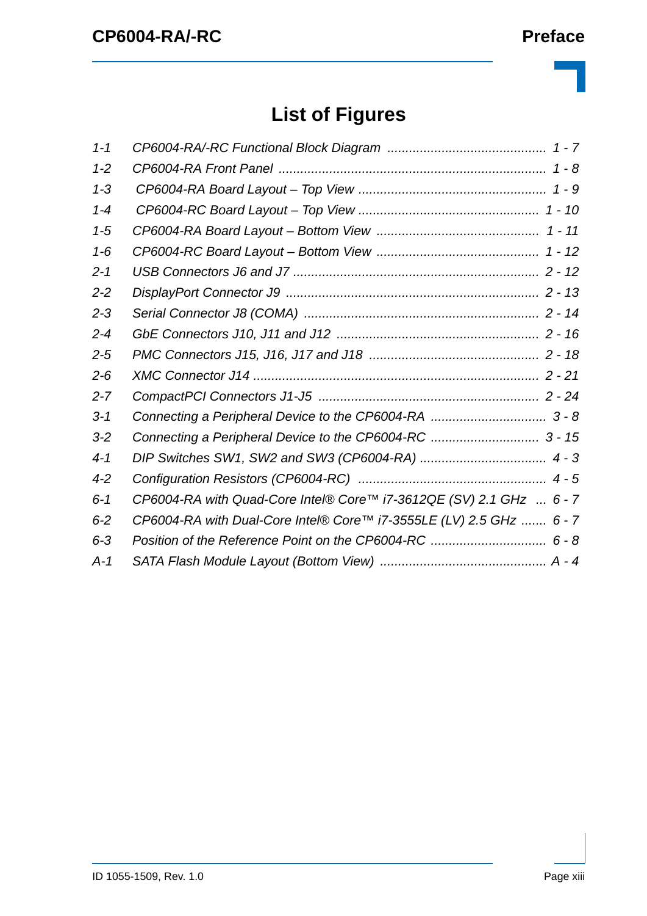# List of Figures

| | | |
|---|---|---|
| *1-1* | *CP6004-RA/-RC Functional Block Diagram* | *1 - 7* |
| *1-2* | *CP6004-RA Front Panel* | *1 - 8* |
| *1-3* | *CP6004-RA Board Layout – Top View* | *1 - 9* |
| *1-4* | *CP6004-RC Board Layout – Top View* | *1 - 10* |
| *1-5* | *CP6004-RA Board Layout – Bottom View* | *1 - 11* |
| *1-6* | *CP6004-RC Board Layout – Bottom View* | *1 - 12* |
| *2-1* | *USB Connectors J6 and J7* | *2 - 12* |
| *2-2* | *DisplayPort Connector J9* | *2 - 13* |
| *2-3* | *Serial Connector J8 (COMA)* | *2 - 14* |
| *2-4* | *GbE Connectors J10, J11 and J12* | *2 - 16* |
| *2-5* | *PMC Connectors J15, J16, J17 and J18* | *2 - 18* |
| *2-6* | *XMC Connector J14* | *2 - 21* |
| *2-7* | *CompactPCI Connectors J1-J5* | *2 - 24* |
| *3-1* | *Connecting a Peripheral Device to the CP6004-RA* | *3 - 8* |
| *3-2* | *Connecting a Peripheral Device to the CP6004-RC* | *3 - 15* |
| *4-1* | *DIP Switches SW1, SW2 and SW3 (CP6004-RA)* | *4 - 3* |
| *4-2* | *Configuration Resistors (CP6004-RC)* | *4 - 5* |
| *6-1* | *CP6004-RA with Quad-Core Intel® Core™ i7-3612QE (SV) 2.1 GHz* | *6 - 7* |
| *6-2* | *CP6004-RA with Dual-Core Intel® Core™ i7-3555LE (LV) 2.5 GHz* | *6 - 7* |
| *6-3* | *Position of the Reference Point on the CP6004-RC* | *6 - 8* |
| *A-1* | *SATA Flash Module Layout (Bottom View)* | *A - 4* |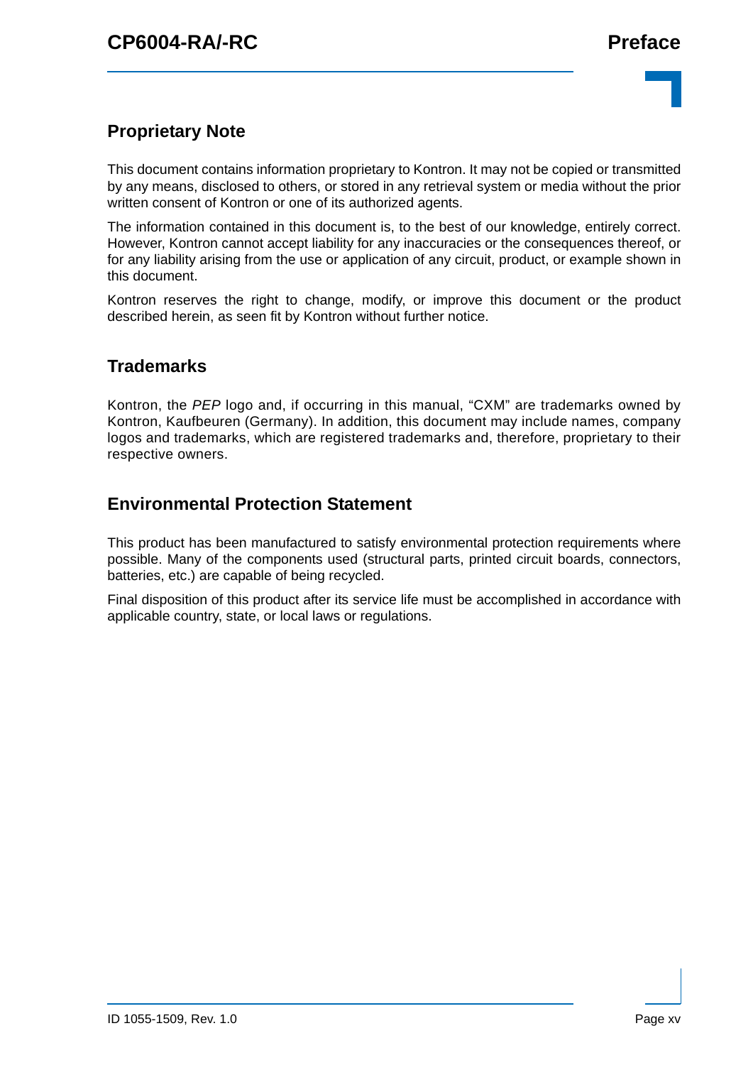## Proprietary Note

This document contains information proprietary to Kontron. It may not be copied or transmitted by any means, disclosed to others, or stored in any retrieval system or media without the prior written consent of Kontron or one of its authorized agents.

The information contained in this document is, to the best of our knowledge, entirely correct. However, Kontron cannot accept liability for any inaccuracies or the consequences thereof, or for any liability arising from the use or application of any circuit, product, or example shown in this document.

Kontron reserves the right to change, modify, or improve this document or the product described herein, as seen fit by Kontron without further notice.

## Trademarks

Kontron, the *PEP* logo and, if occurring in this manual, “CXM” are trademarks owned by Kontron, Kaufbeuren (Germany). In addition, this document may include names, company logos and trademarks, which are registered trademarks and, therefore, proprietary to their respective owners.

## Environmental Protection Statement

This product has been manufactured to satisfy environmental protection requirements where possible. Many of the components used (structural parts, printed circuit boards, connectors, batteries, etc.) are capable of being recycled.

Final disposition of this product after its service life must be accomplished in accordance with applicable country, state, or local laws or regulations.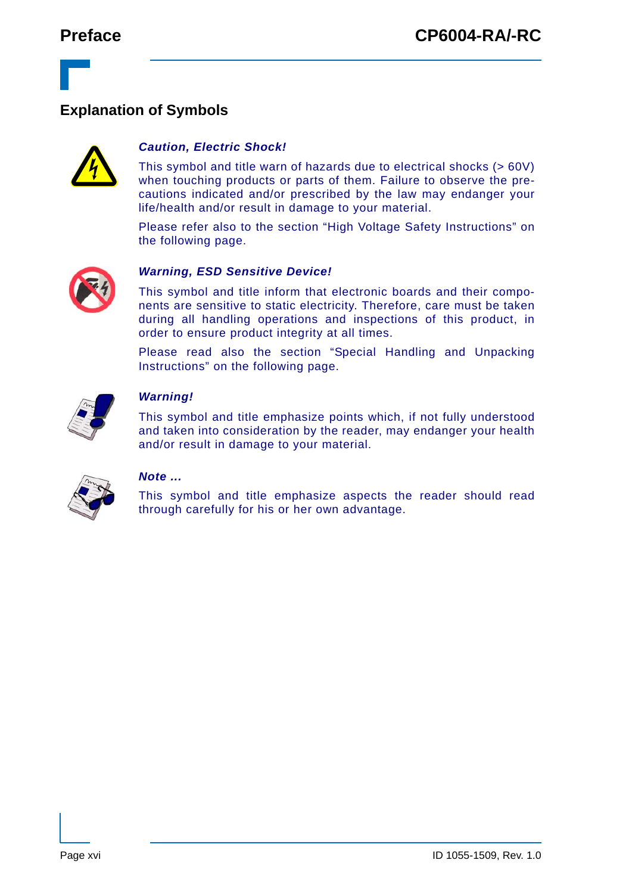## Explanation of Symbols

***Caution, Electric Shock!***

This symbol and title warn of hazards due to electrical shocks (> 60V) when touching products or parts of them. Failure to observe the precautions indicated and/or prescribed by the law may endanger your life/health and/or result in damage to your material.

Please refer also to the section “High Voltage Safety Instructions” on the following page.

***Warning, ESD Sensitive Device!***

This symbol and title inform that electronic boards and their components are sensitive to static electricity. Therefore, care must be taken during all handling operations and inspections of this product, in order to ensure product integrity at all times.

Please read also the section “Special Handling and Unpacking Instructions” on the following page.

***Warning!***

This symbol and title emphasize points which, if not fully understood and taken into consideration by the reader, may endanger your health and/or result in damage to your material.

***Note ...***

This symbol and title emphasize aspects the reader should read through carefully for his or her own advantage.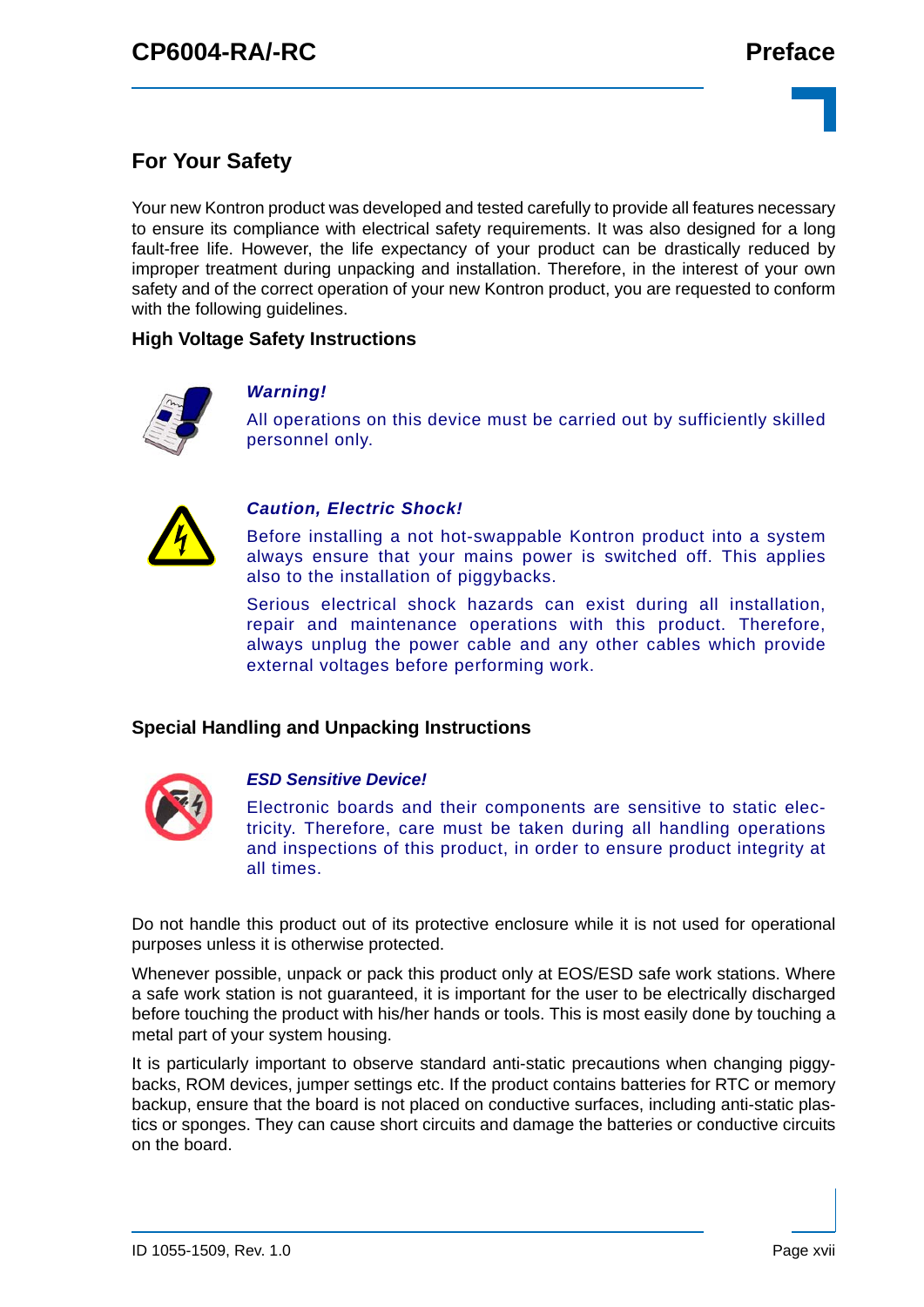## For Your Safety

Your new Kontron product was developed and tested carefully to provide all features necessary to ensure its compliance with electrical safety requirements. It was also designed for a long fault-free life. However, the life expectancy of your product can be drastically reduced by improper treatment during unpacking and installation. Therefore, in the interest of your own safety and of the correct operation of your new Kontron product, you are requested to conform with the following guidelines.

### High Voltage Safety Instructions

***Warning!***

All operations on this device must be carried out by sufficiently skilled personnel only.

***Caution, Electric Shock!***

Before installing a not hot-swappable Kontron product into a system always ensure that your mains power is switched off. This applies also to the installation of piggybacks.

Serious electrical shock hazards can exist during all installation, repair and maintenance operations with this product. Therefore, always unplug the power cable and any other cables which provide external voltages before performing work.

### Special Handling and Unpacking Instructions

***ESD Sensitive Device!***

Electronic boards and their components are sensitive to static electricity. Therefore, care must be taken during all handling operations and inspections of this product, in order to ensure product integrity at all times.

Do not handle this product out of its protective enclosure while it is not used for operational purposes unless it is otherwise protected.

Whenever possible, unpack or pack this product only at EOS/ESD safe work stations. Where a safe work station is not guaranteed, it is important for the user to be electrically discharged before touching the product with his/her hands or tools. This is most easily done by touching a metal part of your system housing.

It is particularly important to observe standard anti-static precautions when changing piggybacks, ROM devices, jumper settings etc. If the product contains batteries for RTC or memory backup, ensure that the board is not placed on conductive surfaces, including anti-static plastics or sponges. They can cause short circuits and damage the batteries or conductive circuits on the board.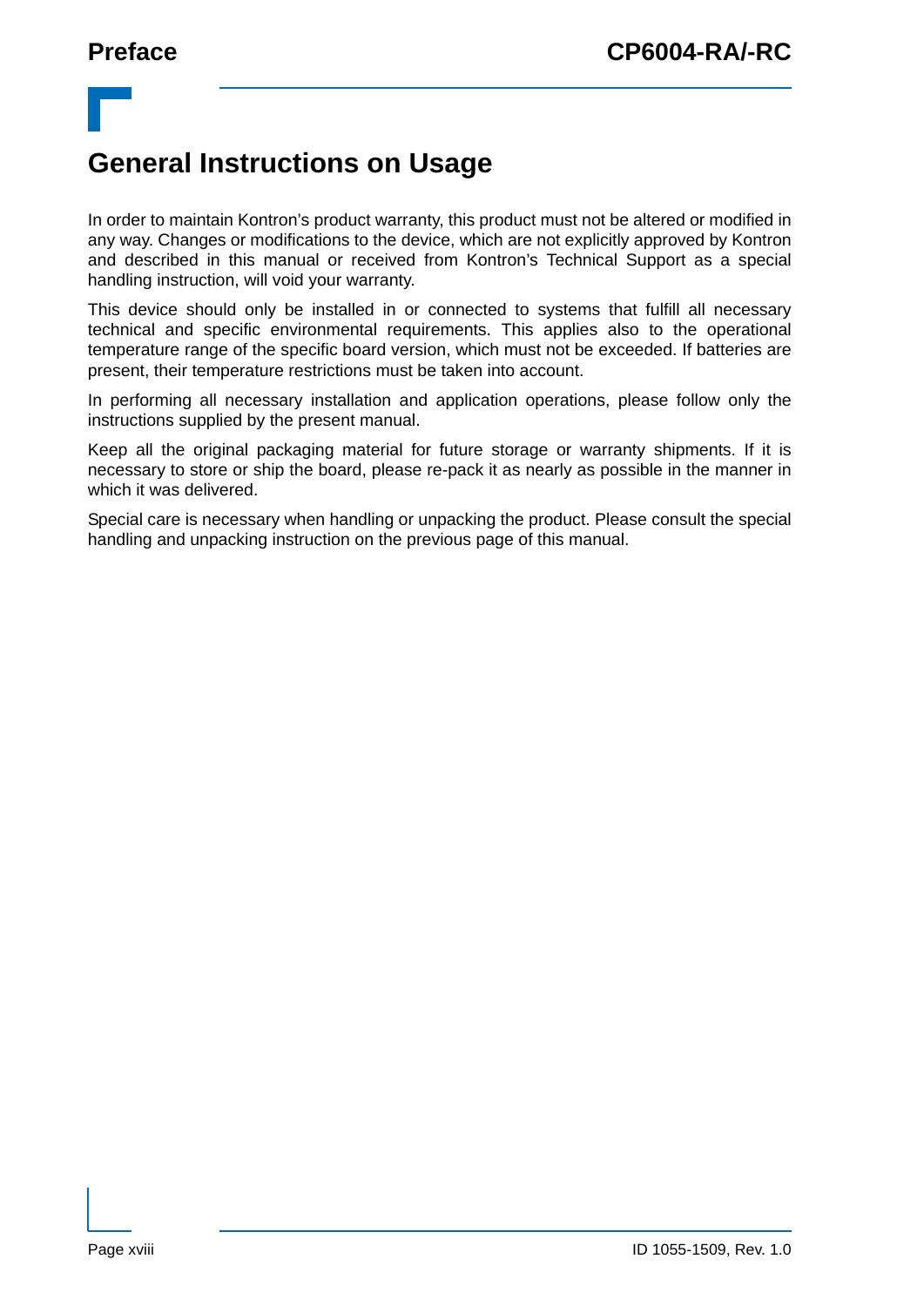# General Instructions on Usage

In order to maintain Kontron's product warranty, this product must not be altered or modified in any way. Changes or modifications to the device, which are not explicitly approved by Kontron and described in this manual or received from Kontron's Technical Support as a special handling instruction, will void your warranty.

This device should only be installed in or connected to systems that fulfill all necessary technical and specific environmental requirements. This applies also to the operational temperature range of the specific board version, which must not be exceeded. If batteries are present, their temperature restrictions must be taken into account.

In performing all necessary installation and application operations, please follow only the instructions supplied by the present manual.

Keep all the original packaging material for future storage or warranty shipments. If it is necessary to store or ship the board, please re-pack it as nearly as possible in the manner in which it was delivered.

Special care is necessary when handling or unpacking the product. Please consult the special handling and unpacking instruction on the previous page of this manual.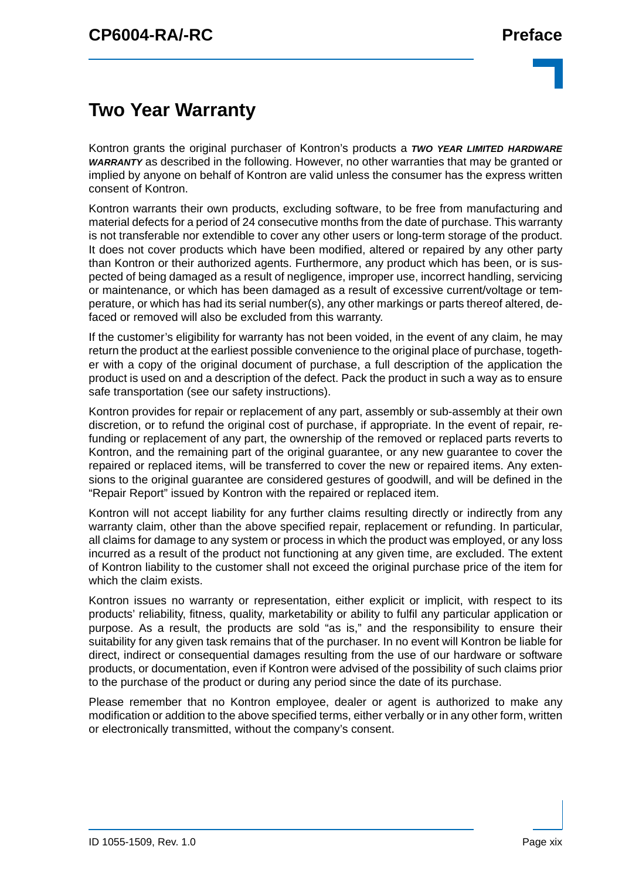# Two Year Warranty

Kontron grants the original purchaser of Kontron's products a ***TWO YEAR LIMITED HARDWARE WARRANTY*** as described in the following. However, no other warranties that may be granted or implied by anyone on behalf of Kontron are valid unless the consumer has the express written consent of Kontron.

Kontron warrants their own products, excluding software, to be free from manufacturing and material defects for a period of 24 consecutive months from the date of purchase. This warranty is not transferable nor extendible to cover any other users or long-term storage of the product. It does not cover products which have been modified, altered or repaired by any other party than Kontron or their authorized agents. Furthermore, any product which has been, or is suspected of being damaged as a result of negligence, improper use, incorrect handling, servicing or maintenance, or which has been damaged as a result of excessive current/voltage or temperature, or which has had its serial number(s), any other markings or parts thereof altered, defaced or removed will also be excluded from this warranty.

If the customer's eligibility for warranty has not been voided, in the event of any claim, he may return the product at the earliest possible convenience to the original place of purchase, together with a copy of the original document of purchase, a full description of the application the product is used on and a description of the defect. Pack the product in such a way as to ensure safe transportation (see our safety instructions).

Kontron provides for repair or replacement of any part, assembly or sub-assembly at their own discretion, or to refund the original cost of purchase, if appropriate. In the event of repair, refunding or replacement of any part, the ownership of the removed or replaced parts reverts to Kontron, and the remaining part of the original guarantee, or any new guarantee to cover the repaired or replaced items, will be transferred to cover the new or repaired items. Any extensions to the original guarantee are considered gestures of goodwill, and will be defined in the "Repair Report" issued by Kontron with the repaired or replaced item.

Kontron will not accept liability for any further claims resulting directly or indirectly from any warranty claim, other than the above specified repair, replacement or refunding. In particular, all claims for damage to any system or process in which the product was employed, or any loss incurred as a result of the product not functioning at any given time, are excluded. The extent of Kontron liability to the customer shall not exceed the original purchase price of the item for which the claim exists.

Kontron issues no warranty or representation, either explicit or implicit, with respect to its products' reliability, fitness, quality, marketability or ability to fulfil any particular application or purpose. As a result, the products are sold "as is," and the responsibility to ensure their suitability for any given task remains that of the purchaser. In no event will Kontron be liable for direct, indirect or consequential damages resulting from the use of our hardware or software products, or documentation, even if Kontron were advised of the possibility of such claims prior to the purchase of the product or during any period since the date of its purchase.

Please remember that no Kontron employee, dealer or agent is authorized to make any modification or addition to the above specified terms, either verbally or in any other form, written or electronically transmitted, without the company's consent.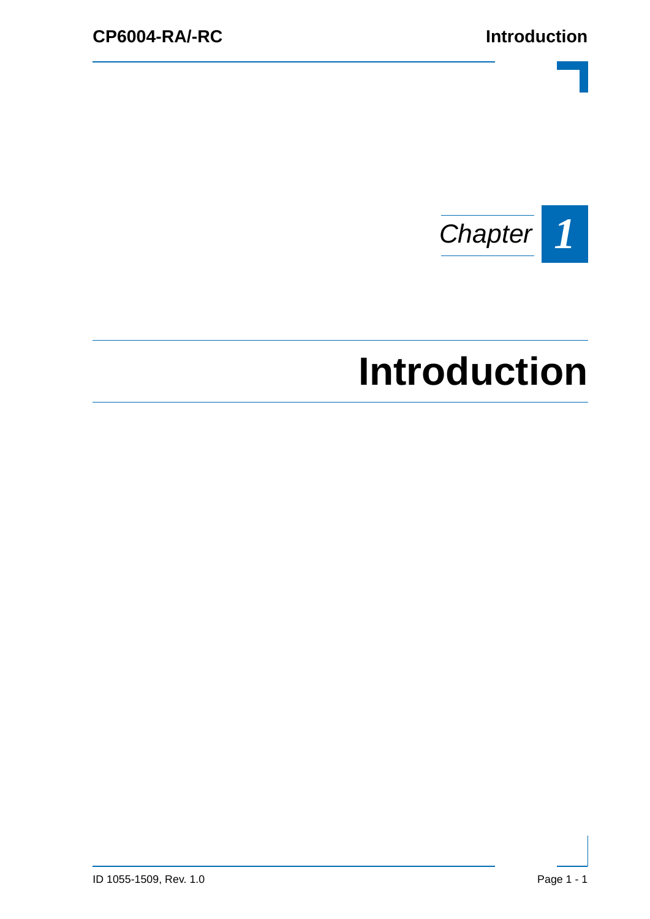*Chapter* **1**

# Introduction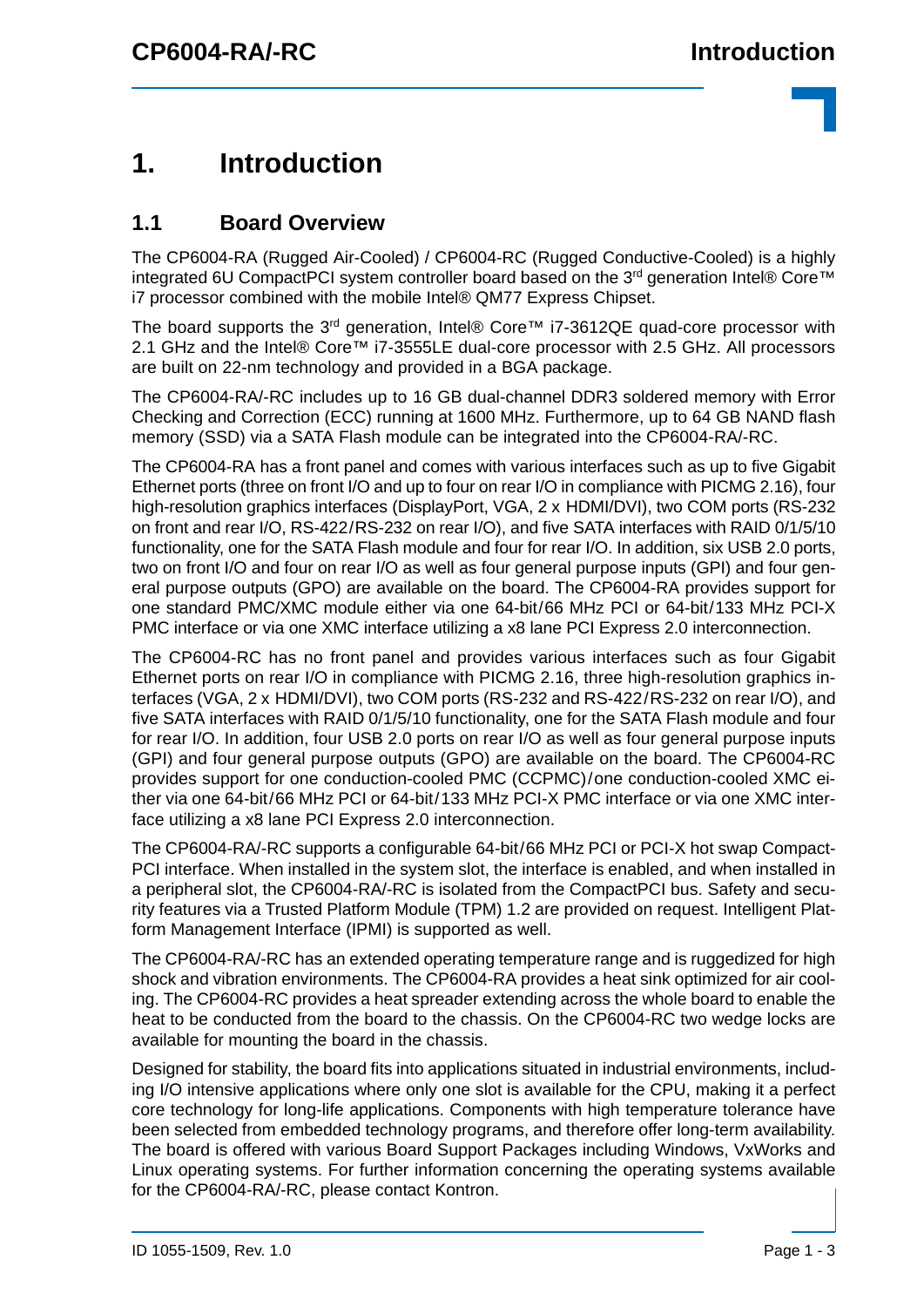# 1. Introduction

## 1.1 Board Overview

The CP6004-RA (Rugged Air-Cooled) / CP6004-RC (Rugged Conductive-Cooled) is a highly integrated 6U CompactPCI system controller board based on the 3rd generation Intel® Core™ i7 processor combined with the mobile Intel® QM77 Express Chipset.

The board supports the 3rd generation, Intel® Core™ i7-3612QE quad-core processor with 2.1 GHz and the Intel® Core™ i7-3555LE dual-core processor with 2.5 GHz. All processors are built on 22-nm technology and provided in a BGA package.

The CP6004-RA/-RC includes up to 16 GB dual-channel DDR3 soldered memory with Error Checking and Correction (ECC) running at 1600 MHz. Furthermore, up to 64 GB NAND flash memory (SSD) via a SATA Flash module can be integrated into the CP6004-RA/-RC.

The CP6004-RA has a front panel and comes with various interfaces such as up to five Gigabit Ethernet ports (three on front I/O and up to four on rear I/O in compliance with PICMG 2.16), four high-resolution graphics interfaces (DisplayPort, VGA, 2 x HDMI/DVI), two COM ports (RS-232 on front and rear I/O, RS-422/RS-232 on rear I/O), and five SATA interfaces with RAID 0/1/5/10 functionality, one for the SATA Flash module and four for rear I/O. In addition, six USB 2.0 ports, two on front I/O and four on rear I/O as well as four general purpose inputs (GPI) and four general purpose outputs (GPO) are available on the board. The CP6004-RA provides support for one standard PMC/XMC module either via one 64-bit/66 MHz PCI or 64-bit/133 MHz PCI-X PMC interface or via one XMC interface utilizing a x8 lane PCI Express 2.0 interconnection.

The CP6004-RC has no front panel and provides various interfaces such as four Gigabit Ethernet ports on rear I/O in compliance with PICMG 2.16, three high-resolution graphics interfaces (VGA, 2 x HDMI/DVI), two COM ports (RS-232 and RS-422/RS-232 on rear I/O), and five SATA interfaces with RAID 0/1/5/10 functionality, one for the SATA Flash module and four for rear I/O. In addition, four USB 2.0 ports on rear I/O as well as four general purpose inputs (GPI) and four general purpose outputs (GPO) are available on the board. The CP6004-RC provides support for one conduction-cooled PMC (CCPMC)/one conduction-cooled XMC either via one 64-bit/66 MHz PCI or 64-bit/133 MHz PCI-X PMC interface or via one XMC interface utilizing a x8 lane PCI Express 2.0 interconnection.

The CP6004-RA/-RC supports a configurable 64-bit/66 MHz PCI or PCI-X hot swap CompactPCI interface. When installed in the system slot, the interface is enabled, and when installed in a peripheral slot, the CP6004-RA/-RC is isolated from the CompactPCI bus. Safety and security features via a Trusted Platform Module (TPM) 1.2 are provided on request. Intelligent Platform Management Interface (IPMI) is supported as well.

The CP6004-RA/-RC has an extended operating temperature range and is ruggedized for high shock and vibration environments. The CP6004-RA provides a heat sink optimized for air cooling. The CP6004-RC provides a heat spreader extending across the whole board to enable the heat to be conducted from the board to the chassis. On the CP6004-RC two wedge locks are available for mounting the board in the chassis.

Designed for stability, the board fits into applications situated in industrial environments, including I/O intensive applications where only one slot is available for the CPU, making it a perfect core technology for long-life applications. Components with high temperature tolerance have been selected from embedded technology programs, and therefore offer long-term availability. The board is offered with various Board Support Packages including Windows, VxWorks and Linux operating systems. For further information concerning the operating systems available for the CP6004-RA/-RC, please contact Kontron.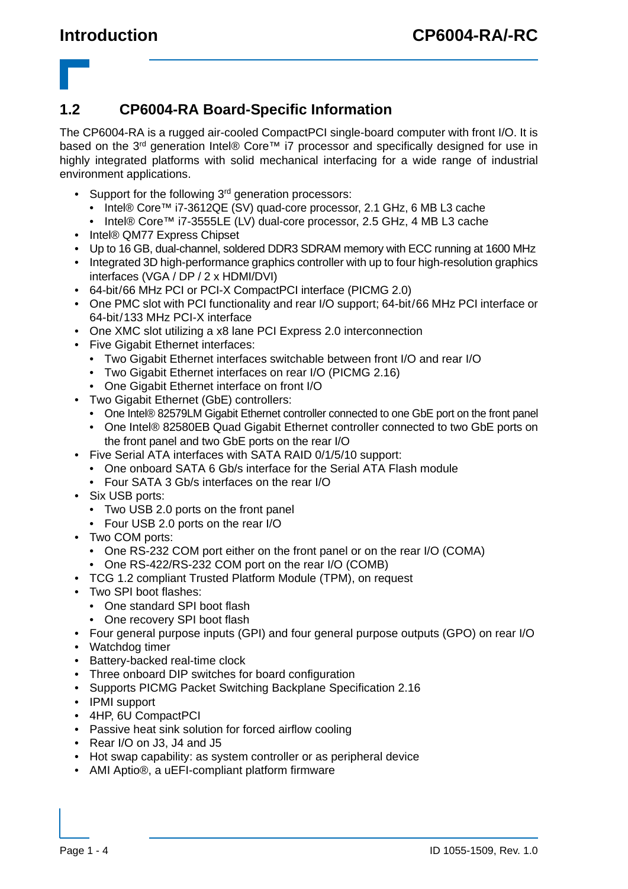## 1.2 CP6004-RA Board-Specific Information

The CP6004-RA is a rugged air-cooled CompactPCI single-board computer with front I/O. It is based on the 3rd generation Intel® Core™ i7 processor and specifically designed for use in highly integrated platforms with solid mechanical interfacing for a wide range of industrial environment applications.

- Support for the following 3rd generation processors:
  - Intel® Core™ i7-3612QE (SV) quad-core processor, 2.1 GHz, 6 MB L3 cache
  - Intel® Core™ i7-3555LE (LV) dual-core processor, 2.5 GHz, 4 MB L3 cache
- Intel® QM77 Express Chipset
- Up to 16 GB, dual-channel, soldered DDR3 SDRAM memory with ECC running at 1600 MHz
- Integrated 3D high-performance graphics controller with up to four high-resolution graphics interfaces (VGA / DP / 2 x HDMI/DVI)
- 64-bit/66 MHz PCI or PCI-X CompactPCI interface (PICMG 2.0)
- One PMC slot with PCI functionality and rear I/O support; 64-bit/66 MHz PCI interface or 64-bit/133 MHz PCI-X interface
- One XMC slot utilizing a x8 lane PCI Express 2.0 interconnection
- Five Gigabit Ethernet interfaces:
  - Two Gigabit Ethernet interfaces switchable between front I/O and rear I/O
  - Two Gigabit Ethernet interfaces on rear I/O (PICMG 2.16)
  - One Gigabit Ethernet interface on front I/O
- Two Gigabit Ethernet (GbE) controllers:
  - One Intel® 82579LM Gigabit Ethernet controller connected to one GbE port on the front panel
  - One Intel® 82580EB Quad Gigabit Ethernet controller connected to two GbE ports on the front panel and two GbE ports on the rear I/O
- Five Serial ATA interfaces with SATA RAID 0/1/5/10 support:
  - One onboard SATA 6 Gb/s interface for the Serial ATA Flash module
  - Four SATA 3 Gb/s interfaces on the rear I/O
- Six USB ports:
  - Two USB 2.0 ports on the front panel
  - Four USB 2.0 ports on the rear I/O
- Two COM ports:
  - One RS-232 COM port either on the front panel or on the rear I/O (COMA)
  - One RS-422/RS-232 COM port on the rear I/O (COMB)
- TCG 1.2 compliant Trusted Platform Module (TPM), on request
- Two SPI boot flashes:
  - One standard SPI boot flash
  - One recovery SPI boot flash
- Four general purpose inputs (GPI) and four general purpose outputs (GPO) on rear I/O
- Watchdog timer
- Battery-backed real-time clock
- Three onboard DIP switches for board configuration
- Supports PICMG Packet Switching Backplane Specification 2.16
- IPMI support
- 4HP, 6U CompactPCI
- Passive heat sink solution for forced airflow cooling
- Rear I/O on J3, J4 and J5
- Hot swap capability: as system controller or as peripheral device
- AMI Aptio®, a uEFI-compliant platform firmware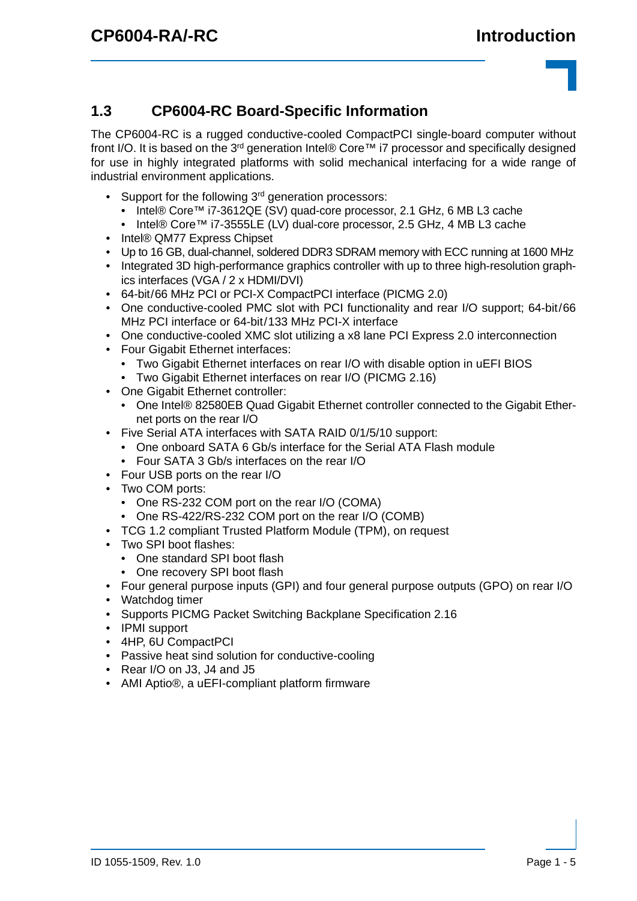## 1.3 CP6004-RC Board-Specific Information

The CP6004-RC is a rugged conductive-cooled CompactPCI single-board computer without front I/O. It is based on the 3rd generation Intel® Core™ i7 processor and specifically designed for use in highly integrated platforms with solid mechanical interfacing for a wide range of industrial environment applications.

- Support for the following 3rd generation processors:
  - Intel® Core™ i7-3612QE (SV) quad-core processor, 2.1 GHz, 6 MB L3 cache
  - Intel® Core™ i7-3555LE (LV) dual-core processor, 2.5 GHz, 4 MB L3 cache
- Intel® QM77 Express Chipset
- Up to 16 GB, dual-channel, soldered DDR3 SDRAM memory with ECC running at 1600 MHz
- Integrated 3D high-performance graphics controller with up to three high-resolution graphics interfaces (VGA / 2 x HDMI/DVI)
- 64-bit/66 MHz PCI or PCI-X CompactPCI interface (PICMG 2.0)
- One conductive-cooled PMC slot with PCI functionality and rear I/O support; 64-bit/66 MHz PCI interface or 64-bit/133 MHz PCI-X interface
- One conductive-cooled XMC slot utilizing a x8 lane PCI Express 2.0 interconnection
- Four Gigabit Ethernet interfaces:
  - Two Gigabit Ethernet interfaces on rear I/O with disable option in uEFI BIOS
  - Two Gigabit Ethernet interfaces on rear I/O (PICMG 2.16)
- One Gigabit Ethernet controller:
  - One Intel® 82580EB Quad Gigabit Ethernet controller connected to the Gigabit Ethernet ports on the rear I/O
- Five Serial ATA interfaces with SATA RAID 0/1/5/10 support:
  - One onboard SATA 6 Gb/s interface for the Serial ATA Flash module
  - Four SATA 3 Gb/s interfaces on the rear I/O
- Four USB ports on the rear I/O
- Two COM ports:
  - One RS-232 COM port on the rear I/O (COMA)
  - One RS-422/RS-232 COM port on the rear I/O (COMB)
- TCG 1.2 compliant Trusted Platform Module (TPM), on request
- Two SPI boot flashes:
  - One standard SPI boot flash
  - One recovery SPI boot flash
- Four general purpose inputs (GPI) and four general purpose outputs (GPO) on rear I/O
- Watchdog timer
- Supports PICMG Packet Switching Backplane Specification 2.16
- IPMI support
- 4HP, 6U CompactPCI
- Passive heat sind solution for conductive-cooling
- Rear I/O on J3, J4 and J5
- AMI Aptio®, a uEFI-compliant platform firmware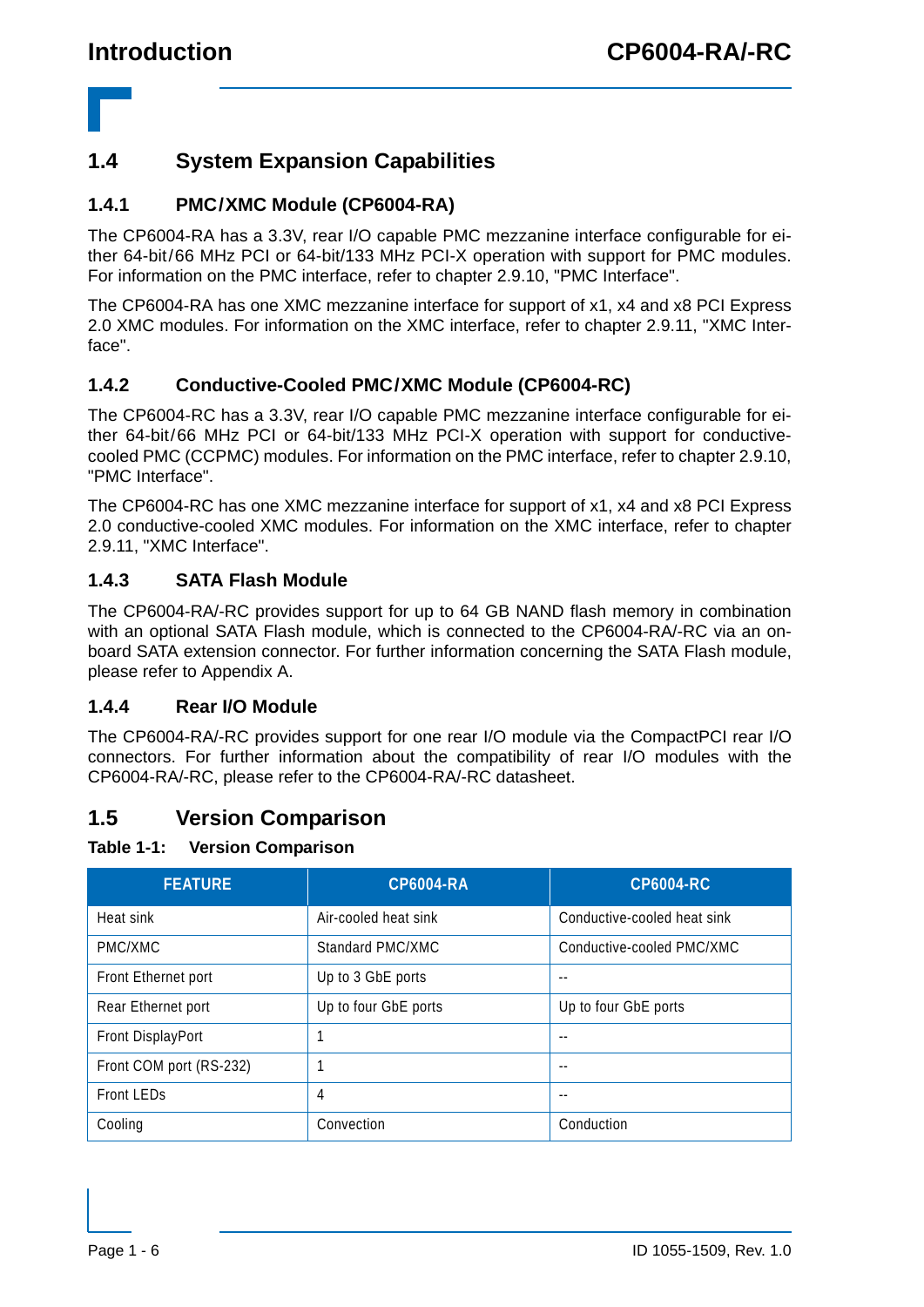## 1.4 System Expansion Capabilities

### 1.4.1 PMC/XMC Module (CP6004-RA)

The CP6004-RA has a 3.3V, rear I/O capable PMC mezzanine interface configurable for either 64-bit/66 MHz PCI or 64-bit/133 MHz PCI-X operation with support for PMC modules. For information on the PMC interface, refer to chapter 2.9.10, "PMC Interface".

The CP6004-RA has one XMC mezzanine interface for support of x1, x4 and x8 PCI Express 2.0 XMC modules. For information on the XMC interface, refer to chapter 2.9.11, "XMC Interface".

### 1.4.2 Conductive-Cooled PMC/XMC Module (CP6004-RC)

The CP6004-RC has a 3.3V, rear I/O capable PMC mezzanine interface configurable for either 64-bit/66 MHz PCI or 64-bit/133 MHz PCI-X operation with support for conductive-cooled PMC (CCPMC) modules. For information on the PMC interface, refer to chapter 2.9.10, "PMC Interface".

The CP6004-RC has one XMC mezzanine interface for support of x1, x4 and x8 PCI Express 2.0 conductive-cooled XMC modules. For information on the XMC interface, refer to chapter 2.9.11, "XMC Interface".

### 1.4.3 SATA Flash Module

The CP6004-RA/-RC provides support for up to 64 GB NAND flash memory in combination with an optional SATA Flash module, which is connected to the CP6004-RA/-RC via an on-board SATA extension connector. For further information concerning the SATA Flash module, please refer to Appendix A.

### 1.4.4 Rear I/O Module

The CP6004-RA/-RC provides support for one rear I/O module via the CompactPCI rear I/O connectors. For further information about the compatibility of rear I/O modules with the CP6004-RA/-RC, please refer to the CP6004-RA/-RC datasheet.

## 1.5 Version Comparison

**Table 1-1: Version Comparison**

| FEATURE | CP6004-RA | CP6004-RC |
|---|---|---|
| Heat sink | Air-cooled heat sink | Conductive-cooled heat sink |
| PMC/XMC | Standard PMC/XMC | Conductive-cooled PMC/XMC |
| Front Ethernet port | Up to 3 GbE ports | -- |
| Rear Ethernet port | Up to four GbE ports | Up to four GbE ports |
| Front DisplayPort | 1 | -- |
| Front COM port (RS-232) | 1 | -- |
| Front LEDs | 4 | -- |
| Cooling | Convection | Conduction |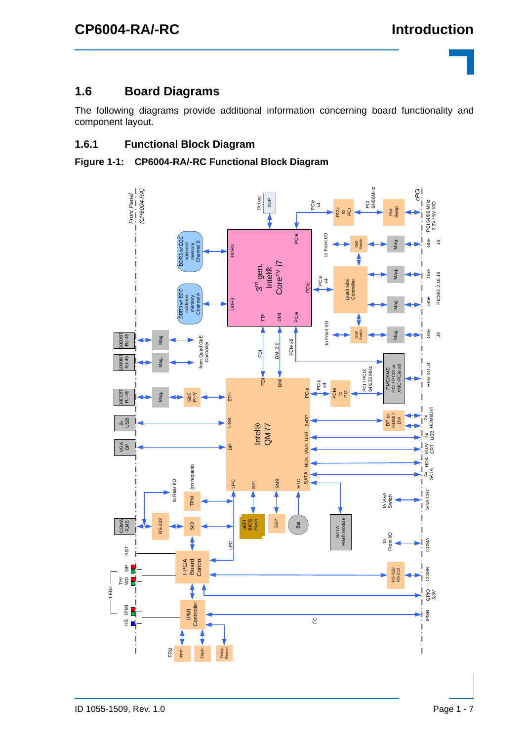## 1.6 Board Diagrams

The following diagrams provide additional information concerning board functionality and component layout.

### 1.6.1 Functional Block Diagram

**Figure 1-1: CP6004-RA/-RC Functional Block Diagram**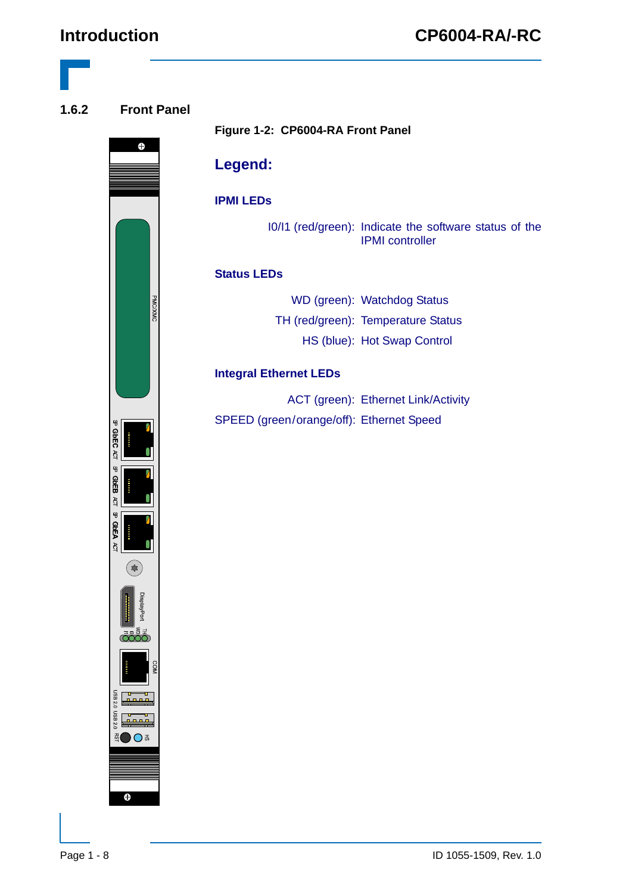## 1.6.2 Front Panel

Figure 1-2: CP6004-RA Front Panel

**Legend:**

**IPMI LEDs**

I0/I1 (red/green): Indicate the software status of the IPMI controller

**Status LEDs**

WD (green): Watchdog Status

TH (red/green): Temperature Status

HS (blue): Hot Swap Control

**Integral Ethernet LEDs**

ACT (green): Ethernet Link/Activity

SPEED (green/orange/off): Ethernet Speed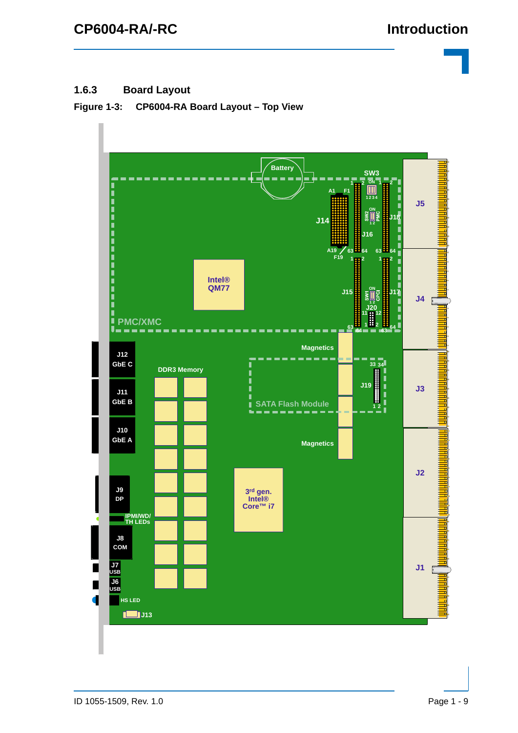### 1.6.3 Board Layout

**Figure 1-3: CP6004-RA Board Layout – Top View**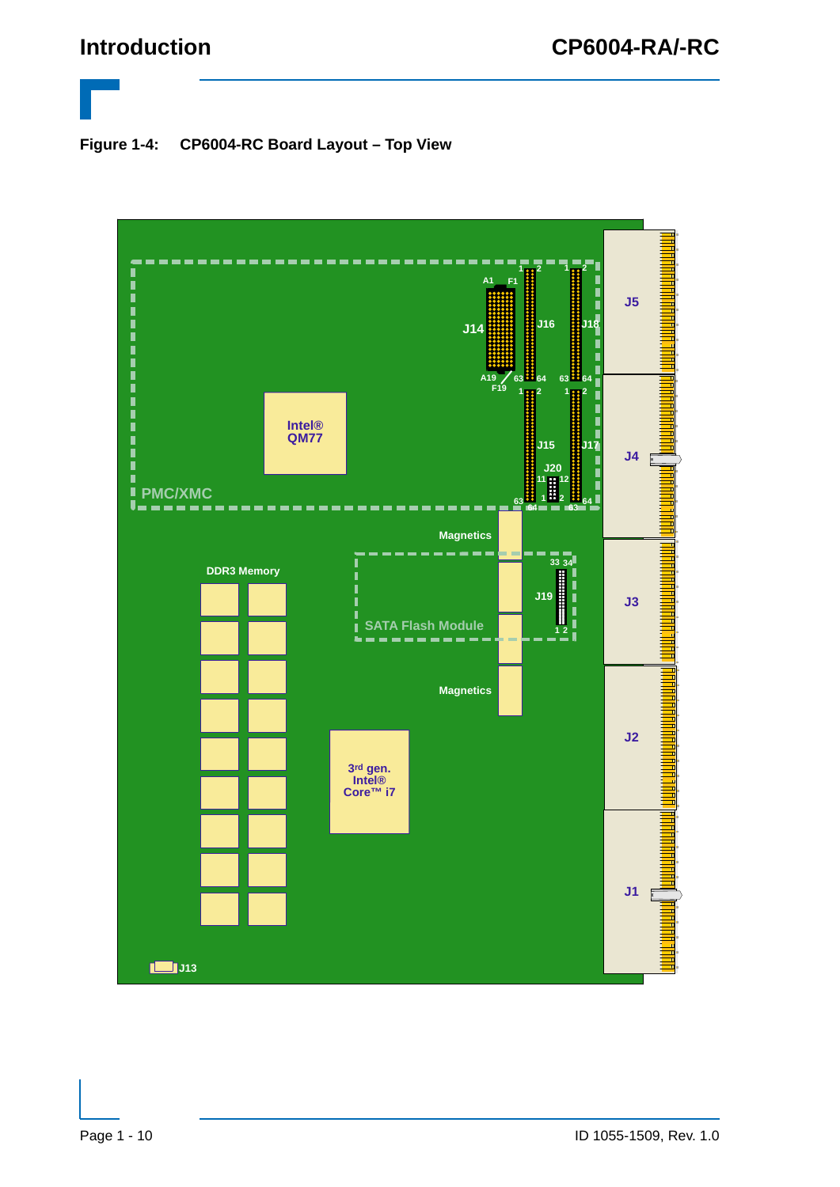**Figure 1-4: CP6004-RC Board Layout – Top View**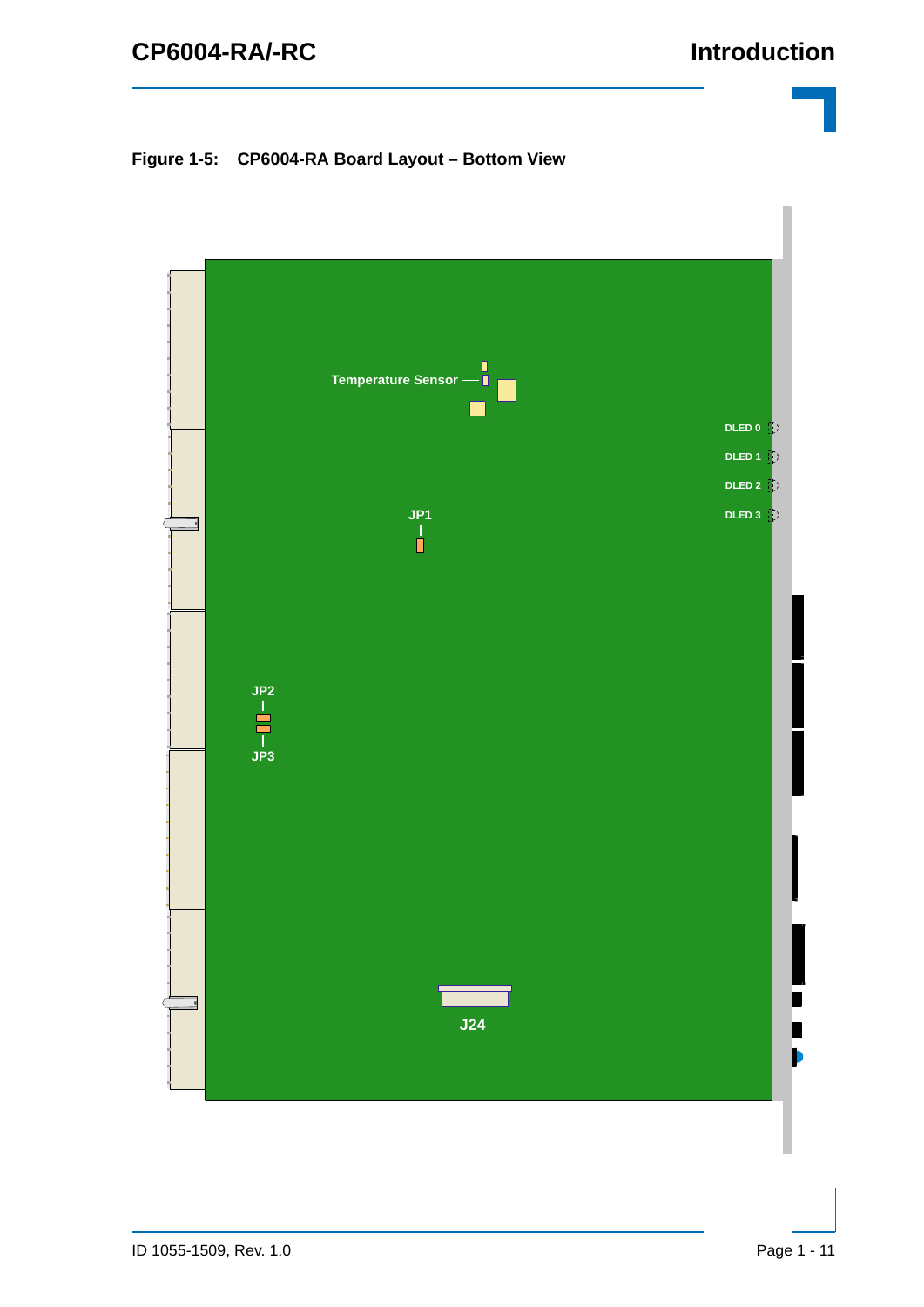**Figure 1-5: CP6004-RA Board Layout – Bottom View**

Temperature Sensor

DLED 0

DLED 1

DLED 2

DLED 3

JP1

JP2

JP3

J24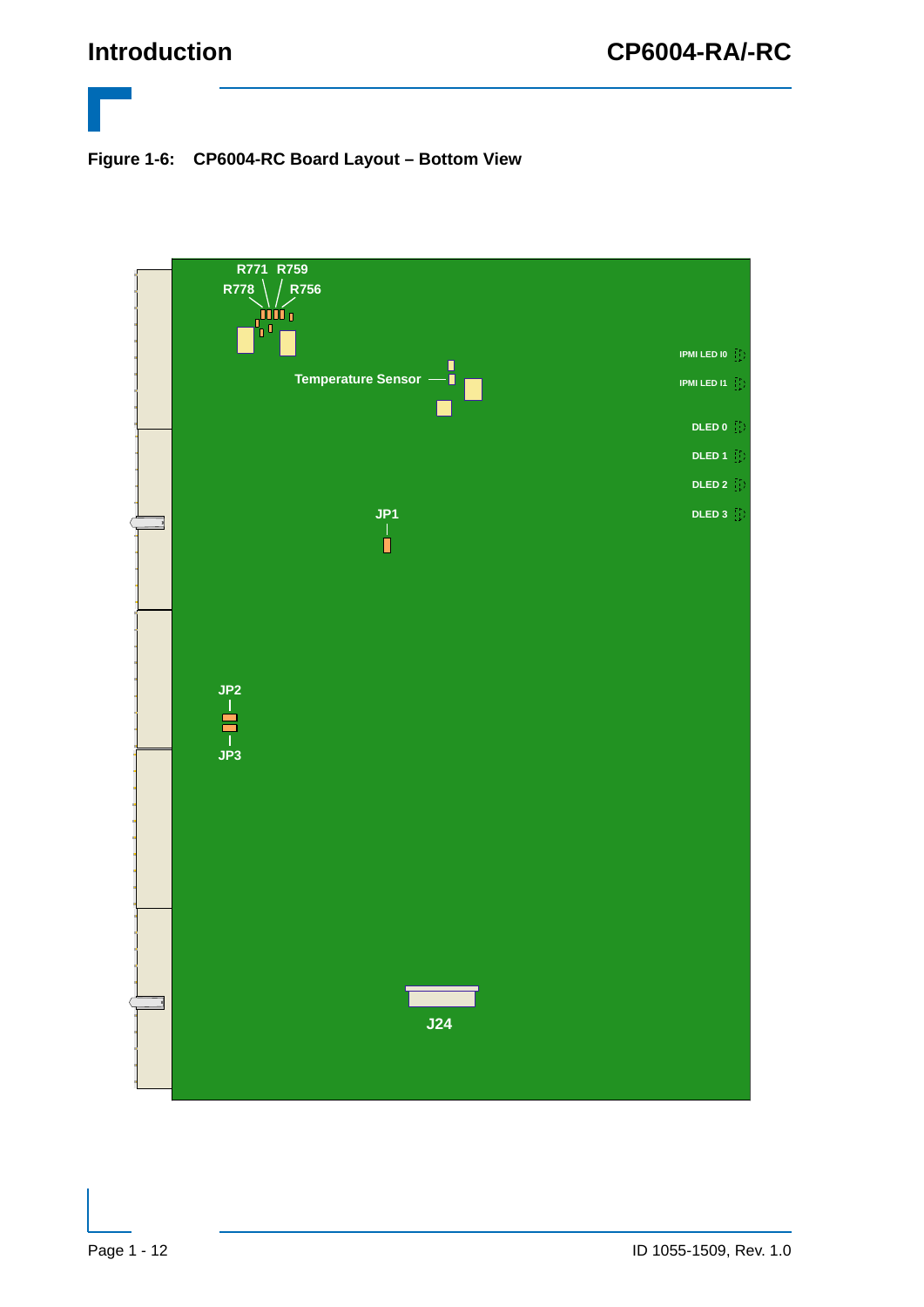**Figure 1-6: CP6004-RC Board Layout – Bottom View**

R771 R759

R778 R756

Temperature Sensor

IPMI LED I0

IPMI LED I1

DLED 0

DLED 1

DLED 2

DLED 3

JP1

JP2

JP3

J24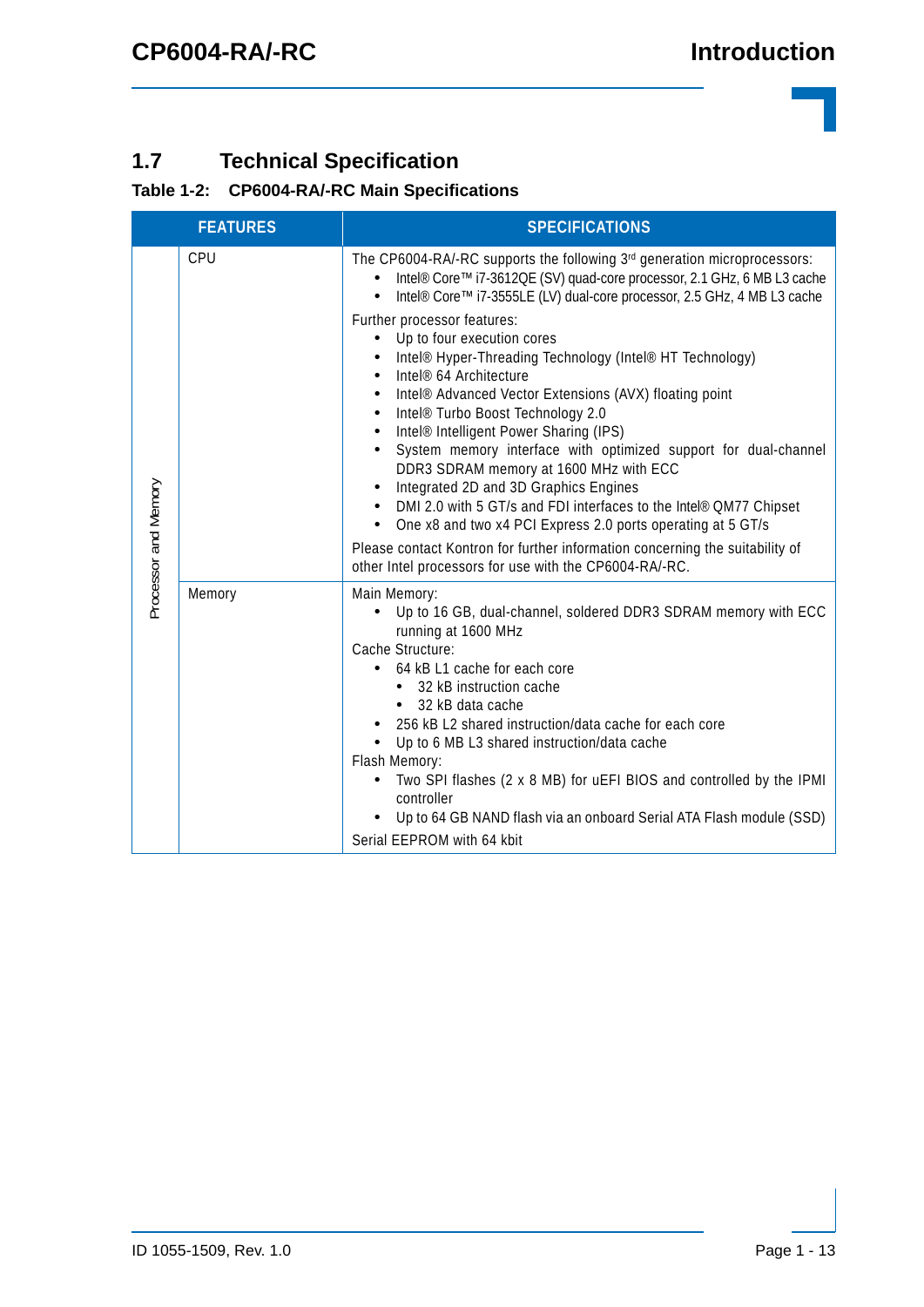## 1.7 Technical Specification

**Table 1-2: CP6004-RA/-RC Main Specifications**

| FEATURES | | SPECIFICATIONS |
|---|---|---|
| Processor and Memory | CPU | The CP6004-RA/-RC supports the following 3rd generation microprocessors:<br>• Intel® Core™ i7-3612QE (SV) quad-core processor, 2.1 GHz, 6 MB L3 cache<br>• Intel® Core™ i7-3555LE (LV) dual-core processor, 2.5 GHz, 4 MB L3 cache<br>Further processor features:<br>• Up to four execution cores<br>• Intel® Hyper-Threading Technology (Intel® HT Technology)<br>• Intel® 64 Architecture<br>• Intel® Advanced Vector Extensions (AVX) floating point<br>• Intel® Turbo Boost Technology 2.0<br>• Intel® Intelligent Power Sharing (IPS)<br>• System memory interface with optimized support for dual-channel DDR3 SDRAM memory at 1600 MHz with ECC<br>• Integrated 2D and 3D Graphics Engines<br>• DMI 2.0 with 5 GT/s and FDI interfaces to the Intel® QM77 Chipset<br>• One x8 and two x4 PCI Express 2.0 ports operating at 5 GT/s<br>Please contact Kontron for further information concerning the suitability of other Intel processors for use with the CP6004-RA/-RC. |
| | Memory | Main Memory:<br>• Up to 16 GB, dual-channel, soldered DDR3 SDRAM memory with ECC running at 1600 MHz<br>Cache Structure:<br>• 64 kB L1 cache for each core<br>&nbsp;&nbsp;• 32 kB instruction cache<br>&nbsp;&nbsp;• 32 kB data cache<br>• 256 kB L2 shared instruction/data cache for each core<br>• Up to 6 MB L3 shared instruction/data cache<br>Flash Memory:<br>• Two SPI flashes (2 x 8 MB) for uEFI BIOS and controlled by the IPMI controller<br>• Up to 64 GB NAND flash via an onboard Serial ATA Flash module (SSD)<br>Serial EEPROM with 64 kbit |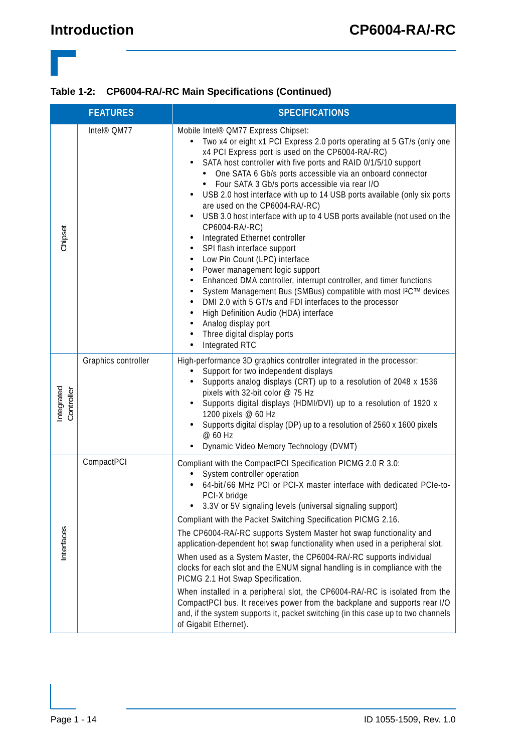**Table 1-2: CP6004-RA/-RC Main Specifications (Continued)**

| | FEATURES | SPECIFICATIONS |
|---|---|---|
| Chipset | Intel® QM77 | Mobile Intel® QM77 Express Chipset:<br>• Two x4 or eight x1 PCI Express 2.0 ports operating at 5 GT/s (only one x4 PCI Express port is used on the CP6004-RA/-RC)<br>• SATA host controller with five ports and RAID 0/1/5/10 support<br>  • One SATA 6 Gb/s ports accessible via an onboard connector<br>  • Four SATA 3 Gb/s ports accessible via rear I/O<br>• USB 2.0 host interface with up to 14 USB ports available (only six ports are used on the CP6004-RA/-RC)<br>• USB 3.0 host interface with up to 4 USB ports available (not used on the CP6004-RA/-RC)<br>• Integrated Ethernet controller<br>• SPI flash interface support<br>• Low Pin Count (LPC) interface<br>• Power management logic support<br>• Enhanced DMA controller, interrupt controller, and timer functions<br>• System Management Bus (SMBus) compatible with most I²C™ devices<br>• DMI 2.0 with 5 GT/s and FDI interfaces to the processor<br>• High Definition Audio (HDA) interface<br>• Analog display port<br>• Three digital display ports<br>• Integrated RTC |
| Integrated Controller | Graphics controller | High-performance 3D graphics controller integrated in the processor:<br>• Support for two independent displays<br>• Supports analog displays (CRT) up to a resolution of 2048 x 1536 pixels with 32-bit color @ 75 Hz<br>• Supports digital displays (HDMI/DVI) up to a resolution of 1920 x 1200 pixels @ 60 Hz<br>• Supports digital display (DP) up to a resolution of 2560 x 1600 pixels @ 60 Hz<br>• Dynamic Video Memory Technology (DVMT) |
| Interfaces | CompactPCI | Compliant with the CompactPCI Specification PICMG 2.0 R 3.0:<br>• System controller operation<br>• 64-bit/66 MHz PCI or PCI-X master interface with dedicated PCIe-to-PCI-X bridge<br>• 3.3V or 5V signaling levels (universal signaling support)<br>Compliant with the Packet Switching Specification PICMG 2.16.<br>The CP6004-RA/-RC supports System Master hot swap functionality and application-dependent hot swap functionality when used in a peripheral slot.<br>When used as a System Master, the CP6004-RA/-RC supports individual clocks for each slot and the ENUM signal handling is in compliance with the PICMG 2.1 Hot Swap Specification.<br>When installed in a peripheral slot, the CP6004-RA/-RC is isolated from the CompactPCI bus. It receives power from the backplane and supports rear I/O and, if the system supports it, packet switching (in this case up to two channels of Gigabit Ethernet). |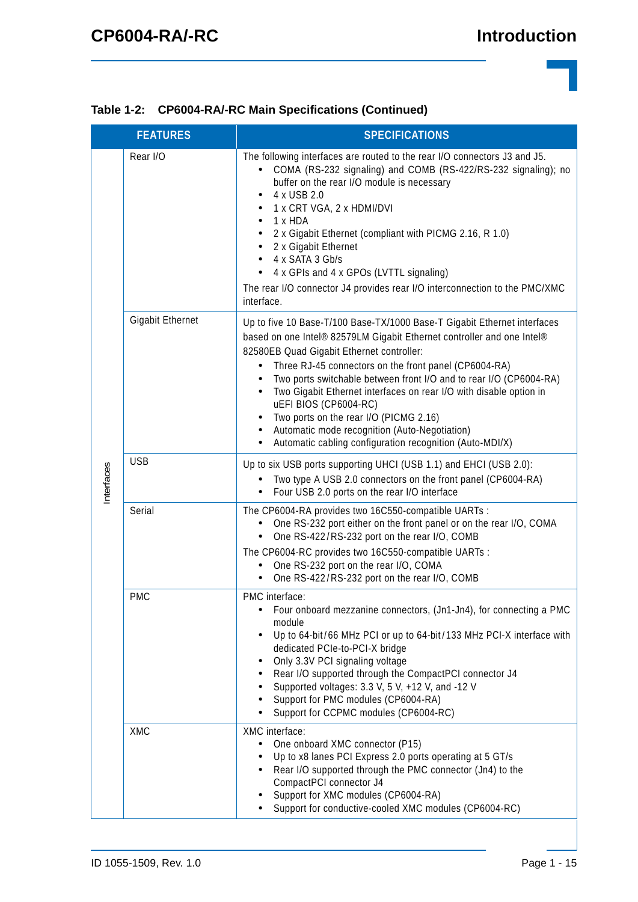**Table 1-2: CP6004-RA/-RC Main Specifications (Continued)**

| | FEATURES | SPECIFICATIONS |
|---|---|---|
| Interfaces | Rear I/O | The following interfaces are routed to the rear I/O connectors J3 and J5.<br>• COMA (RS-232 signaling) and COMB (RS-422/RS-232 signaling); no buffer on the rear I/O module is necessary<br>• 4 x USB 2.0<br>• 1 x CRT VGA, 2 x HDMI/DVI<br>• 1 x HDA<br>• 2 x Gigabit Ethernet (compliant with PICMG 2.16, R 1.0)<br>• 2 x Gigabit Ethernet<br>• 4 x SATA 3 Gb/s<br>• 4 x GPIs and 4 x GPOs (LVTTL signaling)<br>The rear I/O connector J4 provides rear I/O interconnection to the PMC/XMC interface. |
| | Gigabit Ethernet | Up to five 10 Base-T/100 Base-TX/1000 Base-T Gigabit Ethernet interfaces based on one Intel® 82579LM Gigabit Ethernet controller and one Intel® 82580EB Quad Gigabit Ethernet controller:<br>• Three RJ-45 connectors on the front panel (CP6004-RA)<br>• Two ports switchable between front I/O and to rear I/O (CP6004-RA)<br>• Two Gigabit Ethernet interfaces on rear I/O with disable option in uEFI BIOS (CP6004-RC)<br>• Two ports on the rear I/O (PICMG 2.16)<br>• Automatic mode recognition (Auto-Negotiation)<br>• Automatic cabling configuration recognition (Auto-MDI/X) |
| | USB | Up to six USB ports supporting UHCI (USB 1.1) and EHCI (USB 2.0):<br>• Two type A USB 2.0 connectors on the front panel (CP6004-RA)<br>• Four USB 2.0 ports on the rear I/O interface |
| | Serial | The CP6004-RA provides two 16C550-compatible UARTs :<br>• One RS-232 port either on the front panel or on the rear I/O, COMA<br>• One RS-422/RS-232 port on the rear I/O, COMB<br>The CP6004-RC provides two 16C550-compatible UARTs :<br>• One RS-232 port on the rear I/O, COMA<br>• One RS-422/RS-232 port on the rear I/O, COMB |
| | PMC | PMC interface:<br>• Four onboard mezzanine connectors, (Jn1-Jn4), for connecting a PMC module<br>• Up to 64-bit/66 MHz PCI or up to 64-bit/133 MHz PCI-X interface with dedicated PCIe-to-PCI-X bridge<br>• Only 3.3V PCI signaling voltage<br>• Rear I/O supported through the CompactPCI connector J4<br>• Supported voltages: 3.3 V, 5 V, +12 V, and -12 V<br>• Support for PMC modules (CP6004-RA)<br>• Support for CCPMC modules (CP6004-RC) |
| | XMC | XMC interface:<br>• One onboard XMC connector (P15)<br>• Up to x8 lanes PCI Express 2.0 ports operating at 5 GT/s<br>• Rear I/O supported through the PMC connector (Jn4) to the CompactPCI connector J4<br>• Support for XMC modules (CP6004-RA)<br>• Support for conductive-cooled XMC modules (CP6004-RC) |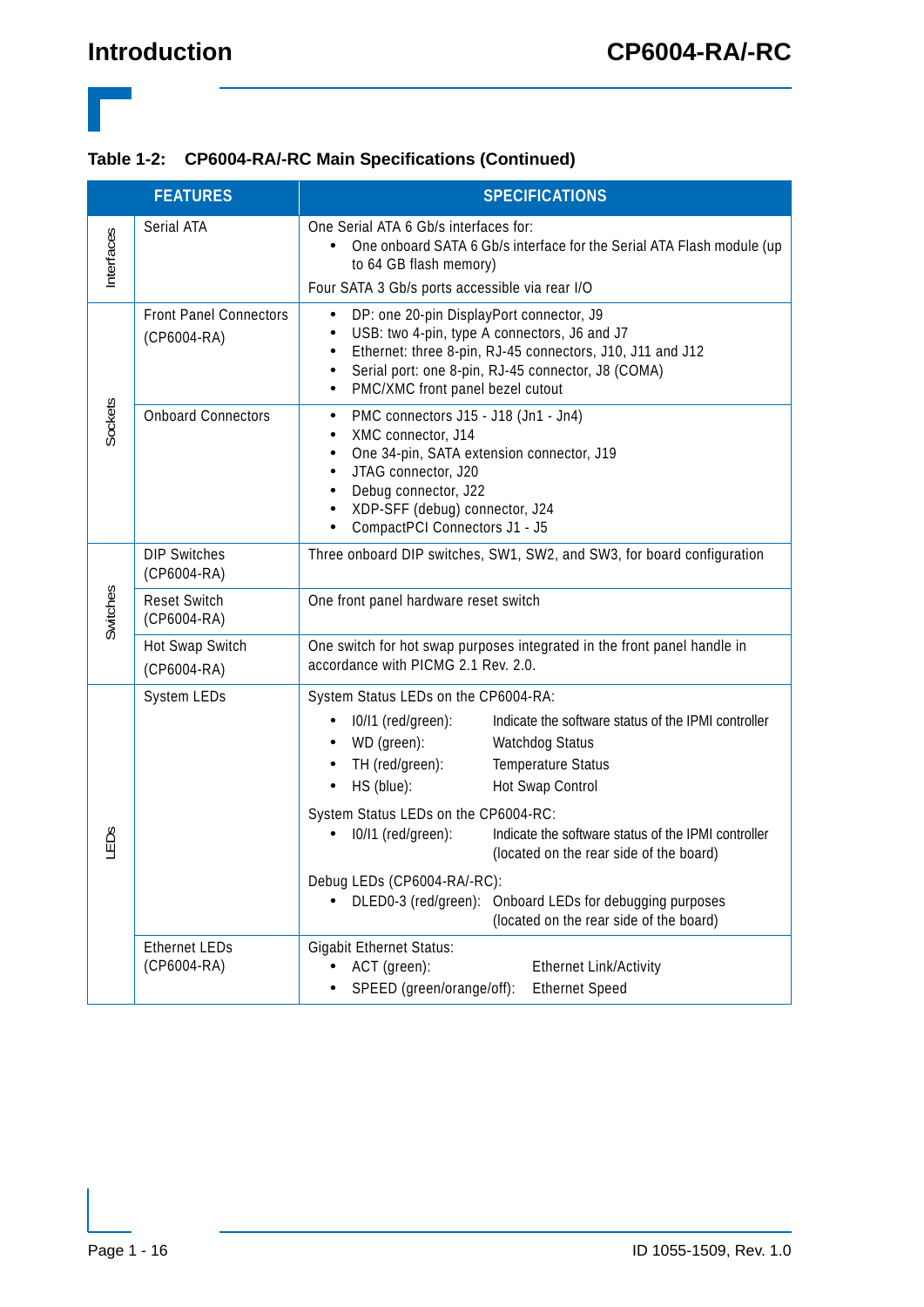**Table 1-2: CP6004-RA/-RC Main Specifications (Continued)**

| | FEATURES | SPECIFICATIONS |
|---|---|---|
| Interfaces | Serial ATA | One Serial ATA 6 Gb/s interfaces for:<br>• One onboard SATA 6 Gb/s interface for the Serial ATA Flash module (up to 64 GB flash memory)<br>Four SATA 3 Gb/s ports accessible via rear I/O |
| Sockets | Front Panel Connectors (CP6004-RA) | • DP: one 20-pin DisplayPort connector, J9<br>• USB: two 4-pin, type A connectors, J6 and J7<br>• Ethernet: three 8-pin, RJ-45 connectors, J10, J11 and J12<br>• Serial port: one 8-pin, RJ-45 connector, J8 (COMA)<br>• PMC/XMC front panel bezel cutout |
| | Onboard Connectors | • PMC connectors J15 - J18 (Jn1 - Jn4)<br>• XMC connector, J14<br>• One 34-pin, SATA extension connector, J19<br>• JTAG connector, J20<br>• Debug connector, J22<br>• XDP-SFF (debug) connector, J24<br>• CompactPCI Connectors J1 - J5 |
| Switches | DIP Switches (CP6004-RA) | Three onboard DIP switches, SW1, SW2, and SW3, for board configuration |
| | Reset Switch (CP6004-RA) | One front panel hardware reset switch |
| | Hot Swap Switch (CP6004-RA) | One switch for hot swap purposes integrated in the front panel handle in accordance with PICMG 2.1 Rev. 2.0. |
| LEDs | System LEDs | System Status LEDs on the CP6004-RA:<br>• I0/I1 (red/green): Indicate the software status of the IPMI controller<br>• WD (green): Watchdog Status<br>• TH (red/green): Temperature Status<br>• HS (blue): Hot Swap Control<br>System Status LEDs on the CP6004-RC:<br>• I0/I1 (red/green): Indicate the software status of the IPMI controller (located on the rear side of the board)<br>Debug LEDs (CP6004-RA/-RC):<br>• DLED0-3 (red/green): Onboard LEDs for debugging purposes (located on the rear side of the board) |
| | Ethernet LEDs (CP6004-RA) | Gigabit Ethernet Status:<br>• ACT (green): Ethernet Link/Activity<br>• SPEED (green/orange/off): Ethernet Speed |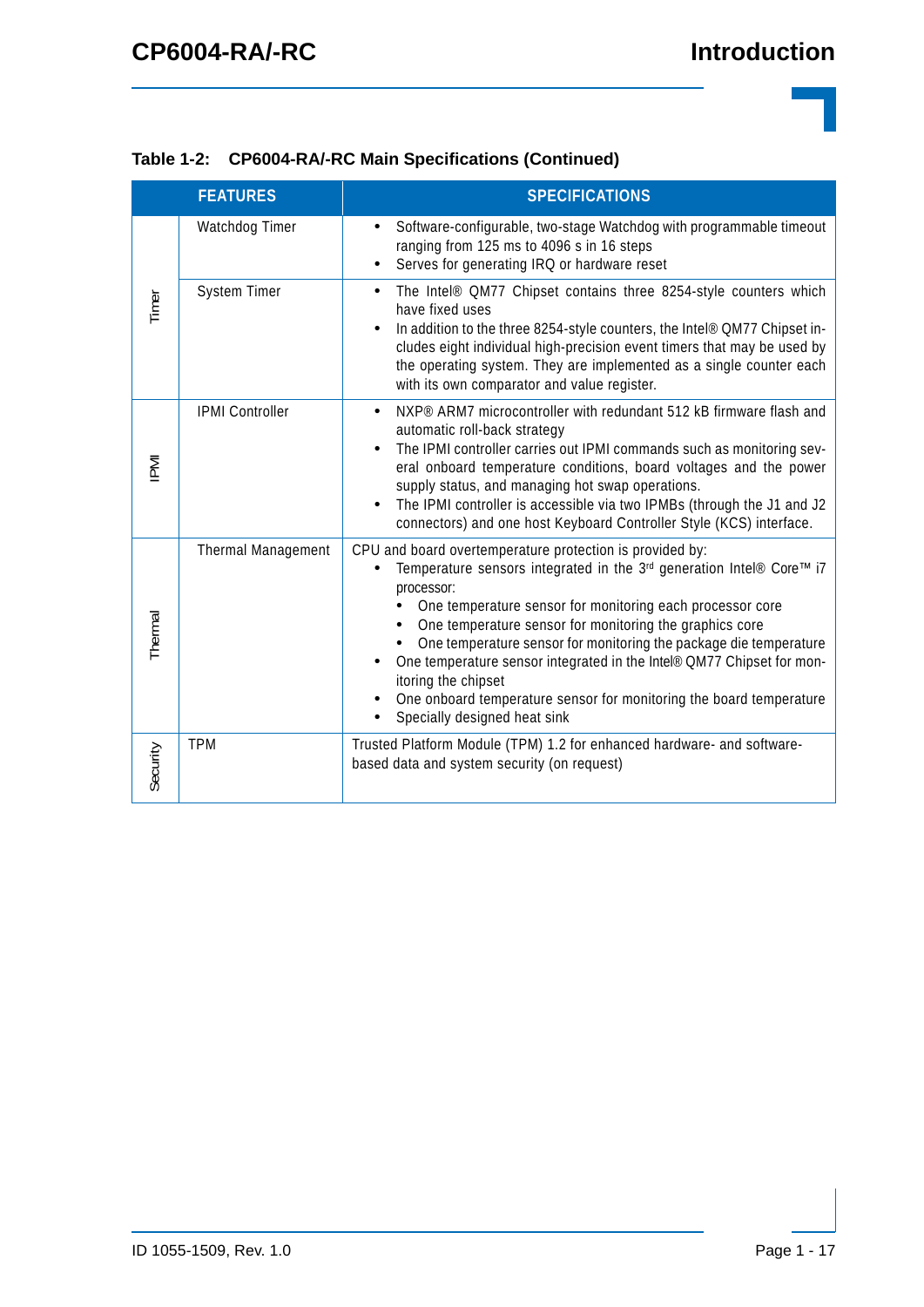**Table 1-2: CP6004-RA/-RC Main Specifications (Continued)**

| | FEATURES | SPECIFICATIONS |
|---|---|---|
| Timer | Watchdog Timer | • Software-configurable, two-stage Watchdog with programmable timeout ranging from 125 ms to 4096 s in 16 steps<br>• Serves for generating IRQ or hardware reset |
| | System Timer | • The Intel® QM77 Chipset contains three 8254-style counters which have fixed uses<br>• In addition to the three 8254-style counters, the Intel® QM77 Chipset includes eight individual high-precision event timers that may be used by the operating system. They are implemented as a single counter each with its own comparator and value register. |
| IPMI | IPMI Controller | • NXP® ARM7 microcontroller with redundant 512 kB firmware flash and automatic roll-back strategy<br>• The IPMI controller carries out IPMI commands such as monitoring several onboard temperature conditions, board voltages and the power supply status, and managing hot swap operations.<br>• The IPMI controller is accessible via two IPMBs (through the J1 and J2 connectors) and one host Keyboard Controller Style (KCS) interface. |
| Thermal | Thermal Management | CPU and board overtemperature protection is provided by:<br>• Temperature sensors integrated in the 3rd generation Intel® Core™ i7 processor:<br>  • One temperature sensor for monitoring each processor core<br>  • One temperature sensor for monitoring the graphics core<br>  • One temperature sensor for monitoring the package die temperature<br>• One temperature sensor integrated in the Intel® QM77 Chipset for monitoring the chipset<br>• One onboard temperature sensor for monitoring the board temperature<br>• Specially designed heat sink |
| Security | TPM | Trusted Platform Module (TPM) 1.2 for enhanced hardware- and software-based data and system security (on request) |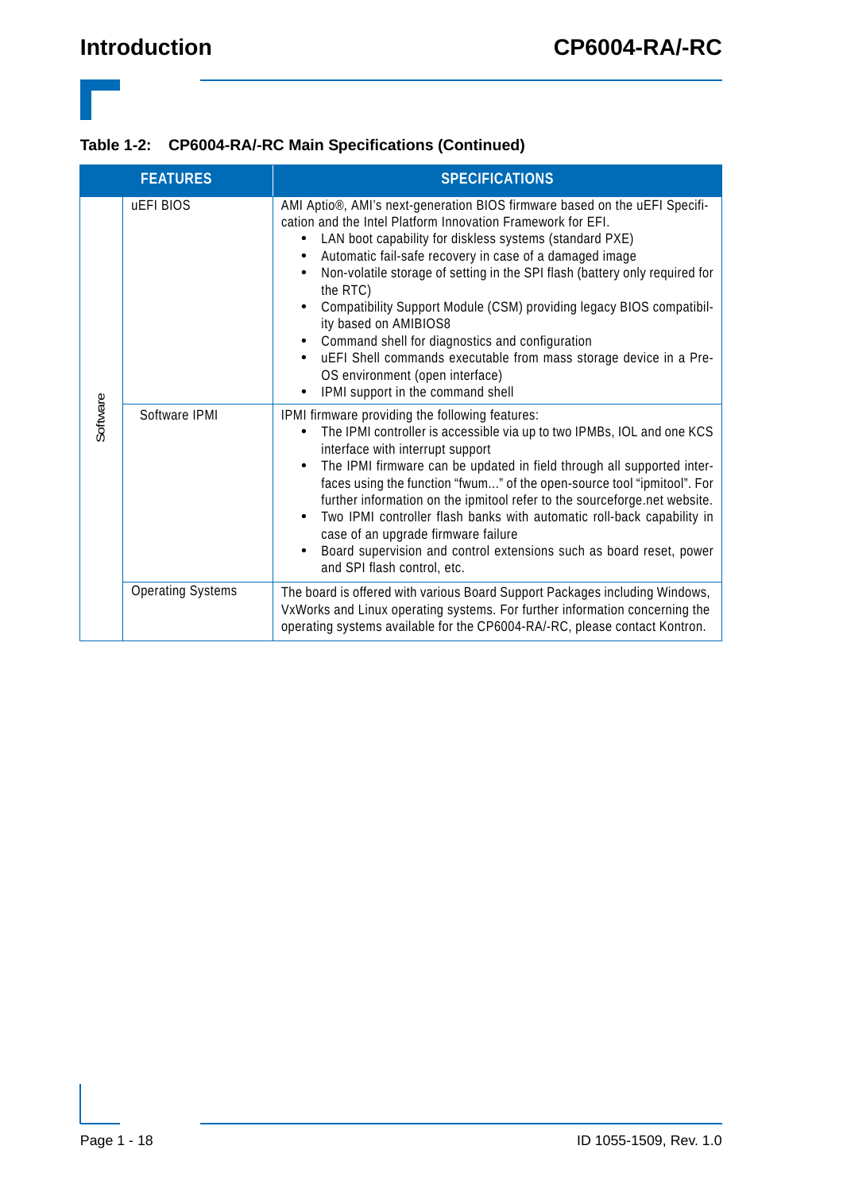**Table 1-2: CP6004-RA/-RC Main Specifications (Continued)**

| | FEATURES | SPECIFICATIONS |
|---|---|---|
| Software | uEFI BIOS | AMI Aptio®, AMI's next-generation BIOS firmware based on the uEFI Specification and the Intel Platform Innovation Framework for EFI.<br>• LAN boot capability for diskless systems (standard PXE)<br>• Automatic fail-safe recovery in case of a damaged image<br>• Non-volatile storage of setting in the SPI flash (battery only required for the RTC)<br>• Compatibility Support Module (CSM) providing legacy BIOS compatibility based on AMIBIOS8<br>• Command shell for diagnostics and configuration<br>• uEFI Shell commands executable from mass storage device in a Pre-OS environment (open interface)<br>• IPMI support in the command shell |
| | Software IPMI | IPMI firmware providing the following features:<br>• The IPMI controller is accessible via up to two IPMBs, IOL and one KCS interface with interrupt support<br>• The IPMI firmware can be updated in field through all supported interfaces using the function "fwum..." of the open-source tool "ipmitool". For further information on the ipmitool refer to the sourceforge.net website.<br>• Two IPMI controller flash banks with automatic roll-back capability in case of an upgrade firmware failure<br>• Board supervision and control extensions such as board reset, power and SPI flash control, etc. |
| | Operating Systems | The board is offered with various Board Support Packages including Windows, VxWorks and Linux operating systems. For further information concerning the operating systems available for the CP6004-RA/-RC, please contact Kontron. |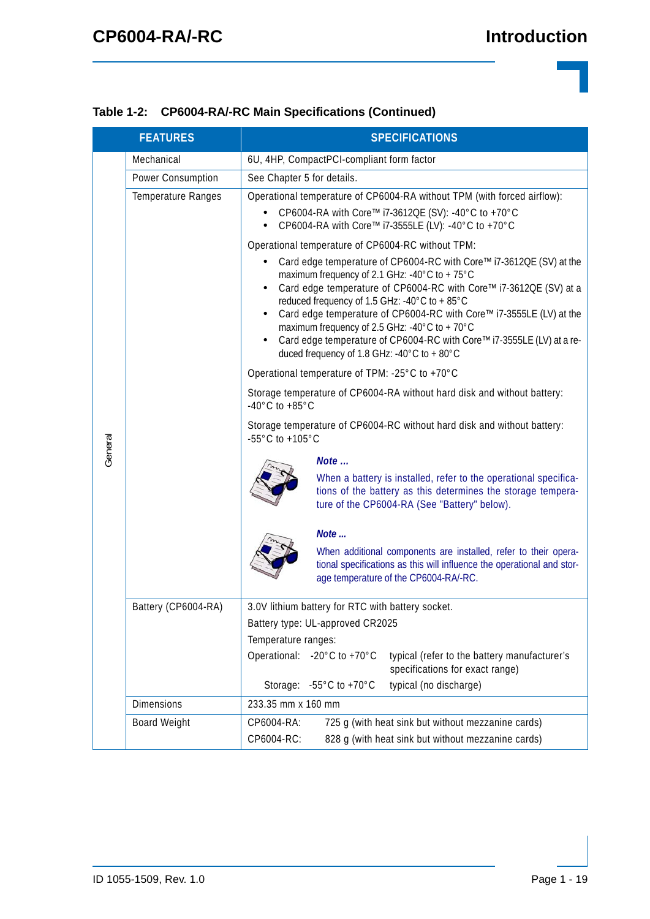**Table 1-2: CP6004-RA/-RC Main Specifications (Continued)**

| | FEATURES | SPECIFICATIONS |
|---|---|---|
| General | Mechanical | 6U, 4HP, CompactPCI-compliant form factor |
| | Power Consumption | See Chapter 5 for details. |
| | Temperature Ranges | Operational temperature of CP6004-RA without TPM (with forced airflow): <br>• CP6004-RA with Core™ i7-3612QE (SV): -40°C to +70°C <br>• CP6004-RA with Core™ i7-3555LE (LV): -40°C to +70°C <br><br>Operational temperature of CP6004-RC without TPM: <br>• Card edge temperature of CP6004-RC with Core™ i7-3612QE (SV) at the maximum frequency of 2.1 GHz: -40°C to + 75°C <br>• Card edge temperature of CP6004-RC with Core™ i7-3612QE (SV) at a reduced frequency of 1.5 GHz: -40°C to + 85°C <br>• Card edge temperature of CP6004-RC with Core™ i7-3555LE (LV) at the maximum frequency of 2.5 GHz: -40°C to + 70°C <br>• Card edge temperature of CP6004-RC with Core™ i7-3555LE (LV) at a reduced frequency of 1.8 GHz: -40°C to + 80°C <br><br>Operational temperature of TPM: -25°C to +70°C <br><br>Storage temperature of CP6004-RA without hard disk and without battery: -40°C to +85°C <br><br>Storage temperature of CP6004-RC without hard disk and without battery: -55°C to +105°C <br><br>***Note ...*** <br>When a battery is installed, refer to the operational specifications of the battery as this determines the storage temperature of the CP6004-RA (See "Battery" below). <br><br>***Note ...*** <br>When additional components are installed, refer to their operational specifications as this will influence the operational and storage temperature of the CP6004-RA/-RC. |
| | Battery (CP6004-RA) | 3.0V lithium battery for RTC with battery socket. <br>Battery type: UL-approved CR2025 <br>Temperature ranges: <br>Operational: -20°C to +70°C typical (refer to the battery manufacturer's specifications for exact range) <br>Storage: -55°C to +70°C typical (no discharge) |
| | Dimensions | 233.35 mm x 160 mm |
| | Board Weight | CP6004-RA: 725 g (with heat sink but without mezzanine cards) <br>CP6004-RC: 828 g (with heat sink but without mezzanine cards) |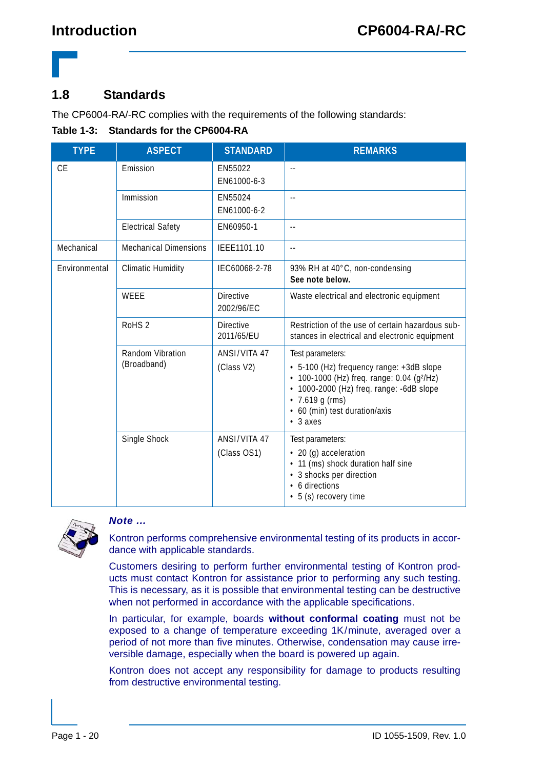## 1.8 Standards

The CP6004-RA/-RC complies with the requirements of the following standards:

**Table 1-3: Standards for the CP6004-RA**

| TYPE | ASPECT | STANDARD | REMARKS |
|---|---|---|---|
| CE | Emission | EN55022<br>EN61000-6-3 | -- |
| | Immission | EN55024<br>EN61000-6-2 | -- |
| | Electrical Safety | EN60950-1 | -- |
| Mechanical | Mechanical Dimensions | IEEE1101.10 | -- |
| Environmental | Climatic Humidity | IEC60068-2-78 | 93% RH at 40°C, non-condensing<br>**See note below.** |
| | WEEE | Directive 2002/96/EC | Waste electrical and electronic equipment |
| | RoHS 2 | Directive 2011/65/EU | Restriction of the use of certain hazardous substances in electrical and electronic equipment |
| | Random Vibration (Broadband) | ANSI/VITA 47<br>(Class V2) | Test parameters:<br>• 5-100 (Hz) frequency range: +3dB slope<br>• 100-1000 (Hz) freq. range: 0.04 ($g^2$/Hz)<br>• 1000-2000 (Hz) freq. range: -6dB slope<br>• 7.619 g (rms)<br>• 60 (min) test duration/axis<br>• 3 axes |
| | Single Shock | ANSI/VITA 47<br>(Class OS1) | Test parameters:<br>• 20 (g) acceleration<br>• 11 (ms) shock duration half sine<br>• 3 shocks per direction<br>• 6 directions<br>• 5 (s) recovery time |

***Note ...***

Kontron performs comprehensive environmental testing of its products in accordance with applicable standards.

Customers desiring to perform further environmental testing of Kontron products must contact Kontron for assistance prior to performing any such testing. This is necessary, as it is possible that environmental testing can be destructive when not performed in accordance with the applicable specifications.

In particular, for example, boards **without conformal coating** must not be exposed to a change of temperature exceeding 1K/minute, averaged over a period of not more than five minutes. Otherwise, condensation may cause irreversible damage, especially when the board is powered up again.

Kontron does not accept any responsibility for damage to products resulting from destructive environmental testing.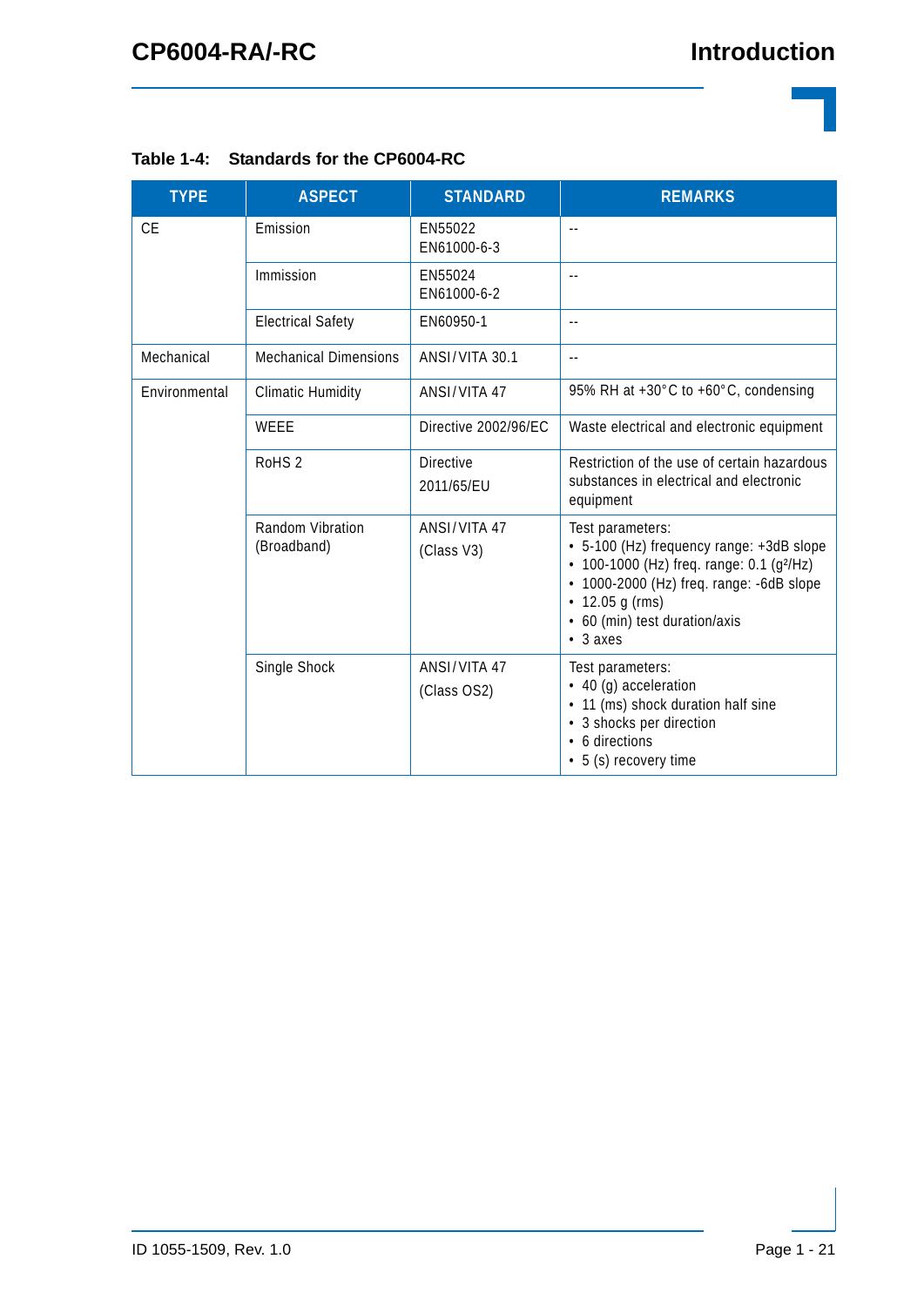**Table 1-4: Standards for the CP6004-RC**

| TYPE | ASPECT | STANDARD | REMARKS |
|---|---|---|---|
| CE | Emission | EN55022<br>EN61000-6-3 | -- |
| | Immission | EN55024<br>EN61000-6-2 | -- |
| | Electrical Safety | EN60950-1 | -- |
| Mechanical | Mechanical Dimensions | ANSI/VITA 30.1 | -- |
| Environmental | Climatic Humidity | ANSI/VITA 47 | 95% RH at +30°C to +60°C, condensing |
| | WEEE | Directive 2002/96/EC | Waste electrical and electronic equipment |
| | RoHS 2 | Directive 2011/65/EU | Restriction of the use of certain hazardous substances in electrical and electronic equipment |
| | Random Vibration (Broadband) | ANSI/VITA 47 (Class V3) | Test parameters:<br>• 5-100 (Hz) frequency range: +3dB slope<br>• 100-1000 (Hz) freq. range: 0.1 ($g^2$/Hz)<br>• 1000-2000 (Hz) freq. range: -6dB slope<br>• 12.05 g (rms)<br>• 60 (min) test duration/axis<br>• 3 axes |
| | Single Shock | ANSI/VITA 47 (Class OS2) | Test parameters:<br>• 40 (g) acceleration<br>• 11 (ms) shock duration half sine<br>• 3 shocks per direction<br>• 6 directions<br>• 5 (s) recovery time |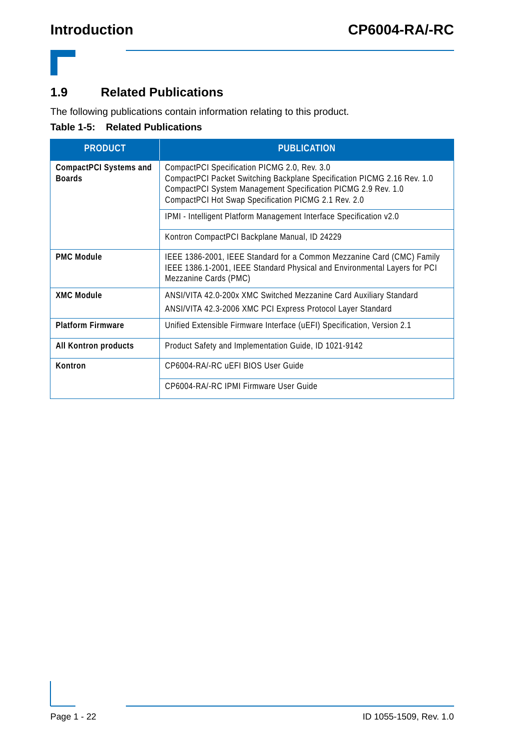## 1.9 Related Publications

The following publications contain information relating to this product.

**Table 1-5: Related Publications**

| PRODUCT | PUBLICATION |
|---|---|
| **CompactPCI Systems and Boards** | CompactPCI Specification PICMG 2.0, Rev. 3.0<br>CompactPCI Packet Switching Backplane Specification PICMG 2.16 Rev. 1.0<br>CompactPCI System Management Specification PICMG 2.9 Rev. 1.0<br>CompactPCI Hot Swap Specification PICMG 2.1 Rev. 2.0 |
| | IPMI - Intelligent Platform Management Interface Specification v2.0 |
| | Kontron CompactPCI Backplane Manual, ID 24229 |
| **PMC Module** | IEEE 1386-2001, IEEE Standard for a Common Mezzanine Card (CMC) Family<br>IEEE 1386.1-2001, IEEE Standard Physical and Environmental Layers for PCI Mezzanine Cards (PMC) |
| **XMC Module** | ANSI/VITA 42.0-200x XMC Switched Mezzanine Card Auxiliary Standard<br>ANSI/VITA 42.3-2006 XMC PCI Express Protocol Layer Standard |
| **Platform Firmware** | Unified Extensible Firmware Interface (uEFI) Specification, Version 2.1 |
| **All Kontron products** | Product Safety and Implementation Guide, ID 1021-9142 |
| **Kontron** | CP6004-RA/-RC uEFI BIOS User Guide |
| | CP6004-RA/-RC IPMI Firmware User Guide |